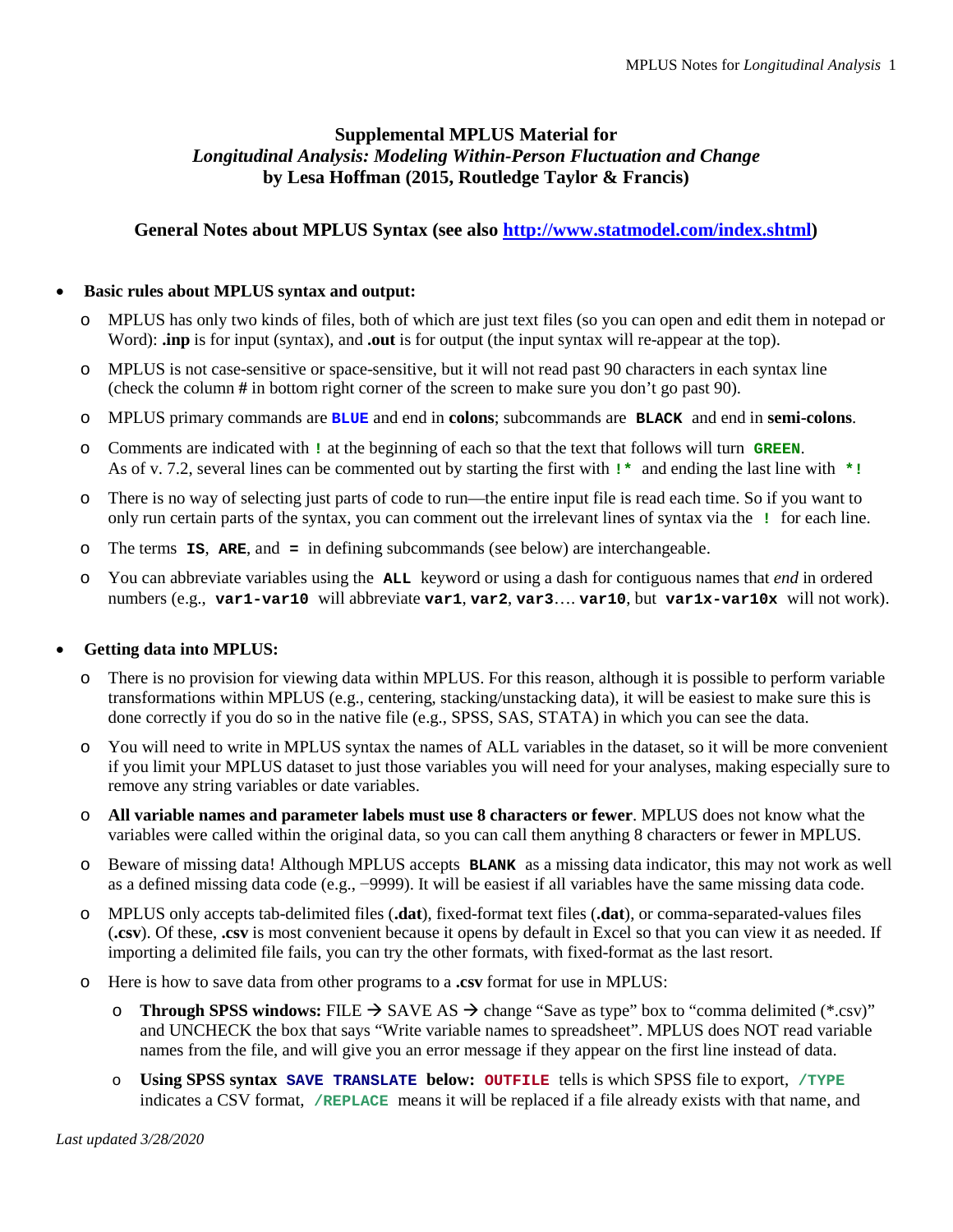**Supplemental MPLUS Material for**
***Longitudinal Analysis: Modeling Within-Person Fluctuation and Change***
**by Lesa Hoffman (2015, Routledge Taylor & Francis)**

## General Notes about MPLUS Syntax (see also http://www.statmodel.com/index.shtml)

- **Basic rules about MPLUS syntax and output:**
  - MPLUS has only two kinds of files, both of which are just text files (so you can open and edit them in notepad or Word): **.inp** is for input (syntax), and **.out** is for output (the input syntax will re-appear at the top).
  - MPLUS is not case-sensitive or space-sensitive, but it will not read past 90 characters in each syntax line (check the column **#** in bottom right corner of the screen to make sure you don't go past 90).
  - MPLUS primary commands are `BLUE` and end in **colons**; subcommands are `BLACK` and end in **semi-colons**.
  - Comments are indicated with `!` at the beginning of each so that the text that follows will turn `GREEN`. As of v. 7.2, several lines can be commented out by starting the first with `!*` and ending the last line with `*!`
  - There is no way of selecting just parts of code to run—the entire input file is read each time. So if you want to only run certain parts of the syntax, you can comment out the irrelevant lines of syntax via the `!` for each line.
  - The terms `IS`, `ARE`, and `=` in defining subcommands (see below) are interchangeable.
  - You can abbreviate variables using the `ALL` keyword or using a dash for contiguous names that *end* in ordered numbers (e.g., `var1-var10` will abbreviate `var1`, `var2`, `var3`…. `var10`, but `var1x-var10x` will not work).

- **Getting data into MPLUS:**
  - There is no provision for viewing data within MPLUS. For this reason, although it is possible to perform variable transformations within MPLUS (e.g., centering, stacking/unstacking data), it will be easiest to make sure this is done correctly if you do so in the native file (e.g., SPSS, SAS, STATA) in which you can see the data.
  - You will need to write in MPLUS syntax the names of ALL variables in the dataset, so it will be more convenient if you limit your MPLUS dataset to just those variables you will need for your analyses, making especially sure to remove any string variables or date variables.
  - **All variable names and parameter labels must use 8 characters or fewer**. MPLUS does not know what the variables were called within the original data, so you can call them anything 8 characters or fewer in MPLUS.
  - Beware of missing data! Although MPLUS accepts `BLANK` as a missing data indicator, this may not work as well as a defined missing data code (e.g., −9999). It will be easiest if all variables have the same missing data code.
  - MPLUS only accepts tab-delimited files (**.dat**), fixed-format text files (**.dat**), or comma-separated-values files (**.csv**). Of these, **.csv** is most convenient because it opens by default in Excel so that you can view it as needed. If importing a delimited file fails, you can try the other formats, with fixed-format as the last resort.
  - Here is how to save data from other programs to a **.csv** format for use in MPLUS:
    - **Through SPSS windows:** FILE → SAVE AS → change "Save as type" box to "comma delimited (*.csv)" and UNCHECK the box that says "Write variable names to spreadsheet". MPLUS does NOT read variable names from the file, and will give you an error message if they appear on the first line instead of data.
    - **Using SPSS syntax `SAVE TRANSLATE` below:** `OUTFILE` tells is which SPSS file to export, `/TYPE` indicates a CSV format, `/REPLACE` means it will be replaced if a file already exists with that name, and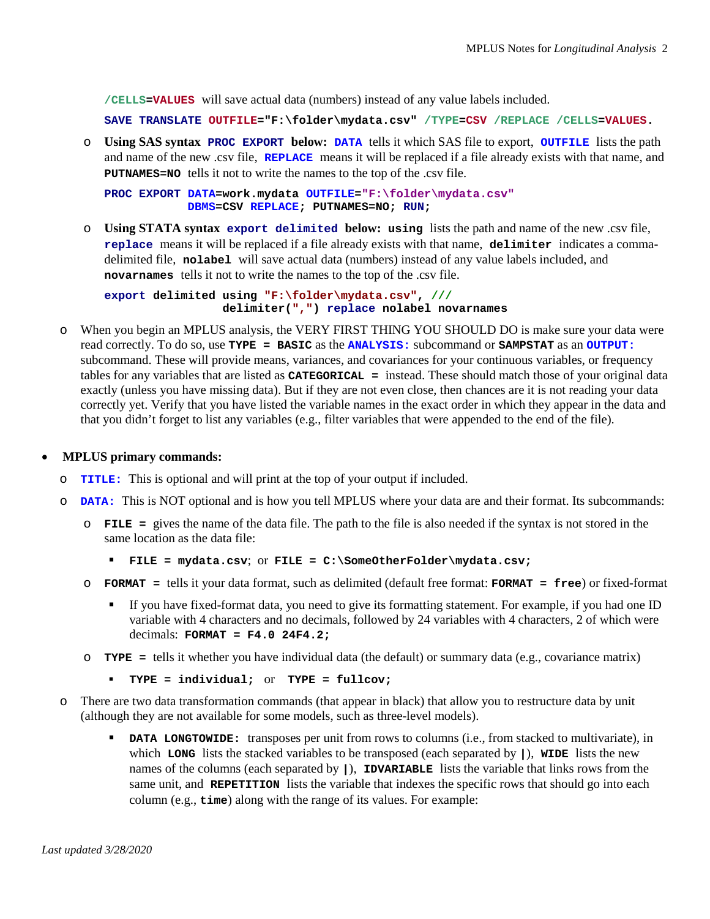**/CELLS=VALUES** will save actual data (numbers) instead of any value labels included.

```
SAVE TRANSLATE OUTFILE="F:\folder\mydata.csv" /TYPE=CSV /REPLACE /CELLS=VALUES.
```

- **Using SAS syntax `PROC EXPORT` below:** `DATA` tells it which SAS file to export, `OUTFILE` lists the path and name of the new .csv file, `REPLACE` means it will be replaced if a file already exists with that name, and `PUTNAMES=NO` tells it not to write the names to the top of the .csv file.

```
PROC EXPORT DATA=work.mydata OUTFILE="F:\folder\mydata.csv"
            DBMS=CSV REPLACE; PUTNAMES=NO; RUN;
```

- **Using STATA syntax `export delimited` below: `using`** lists the path and name of the new .csv file, `replace` means it will be replaced if a file already exists with that name, `delimiter` indicates a comma-delimited file, `nolabel` will save actual data (numbers) instead of any value labels included, and `novarnames` tells it not to write the names to the top of the .csv file.

```
export delimited using "F:\folder\mydata.csv", ///
                 delimiter(",") replace nolabel novarnames
```

- When you begin an MPLUS analysis, the VERY FIRST THING YOU SHOULD DO is make sure your data were read correctly. To do so, use **`TYPE = BASIC`** as the **`ANALYSIS:`** subcommand or **`SAMPSTAT`** as an **`OUTPUT:`** subcommand. These will provide means, variances, and covariances for your continuous variables, or frequency tables for any variables that are listed as **`CATEGORICAL =`** instead. These should match those of your original data exactly (unless you have missing data). But if they are not even close, then chances are it is not reading your data correctly yet. Verify that you have listed the variable names in the exact order in which they appear in the data and that you didn't forget to list any variables (e.g., filter variables that were appended to the end of the file).

- **MPLUS primary commands:**
  - **`TITLE:`** This is optional and will print at the top of your output if included.
  - **`DATA:`** This is NOT optional and is how you tell MPLUS where your data are and their format. Its subcommands:
    - **`FILE =`** gives the name of the data file. The path to the file is also needed if the syntax is not stored in the same location as the data file:
      - **`FILE = mydata.csv`**; or **`FILE = C:\SomeOtherFolder\mydata.csv;`**
    - **`FORMAT =`** tells it your data format, such as delimited (default free format: **`FORMAT = free`**) or fixed-format
      - If you have fixed-format data, you need to give its formatting statement. For example, if you had one ID variable with 4 characters and no decimals, followed by 24 variables with 4 characters, 2 of which were decimals: **`FORMAT = F4.0 24F4.2;`**
    - **`TYPE =`** tells it whether you have individual data (the default) or summary data (e.g., covariance matrix)
      - **`TYPE = individual;`** or **`TYPE = fullcov;`**
  - There are two data transformation commands (that appear in black) that allow you to restructure data by unit (although they are not available for some models, such as three-level models).
    - **`DATA LONGTOWIDE:`** transposes per unit from rows to columns (i.e., from stacked to multivariate), in which **`LONG`** lists the stacked variables to be transposed (each separated by **`|`**), **`WIDE`** lists the new names of the columns (each separated by **`|`**), **`IDVARIABLE`** lists the variable that links rows from the same unit, and **`REPETITION`** lists the variable that indexes the specific rows that should go into each column (e.g., **`time`**) along with the range of its values. For example: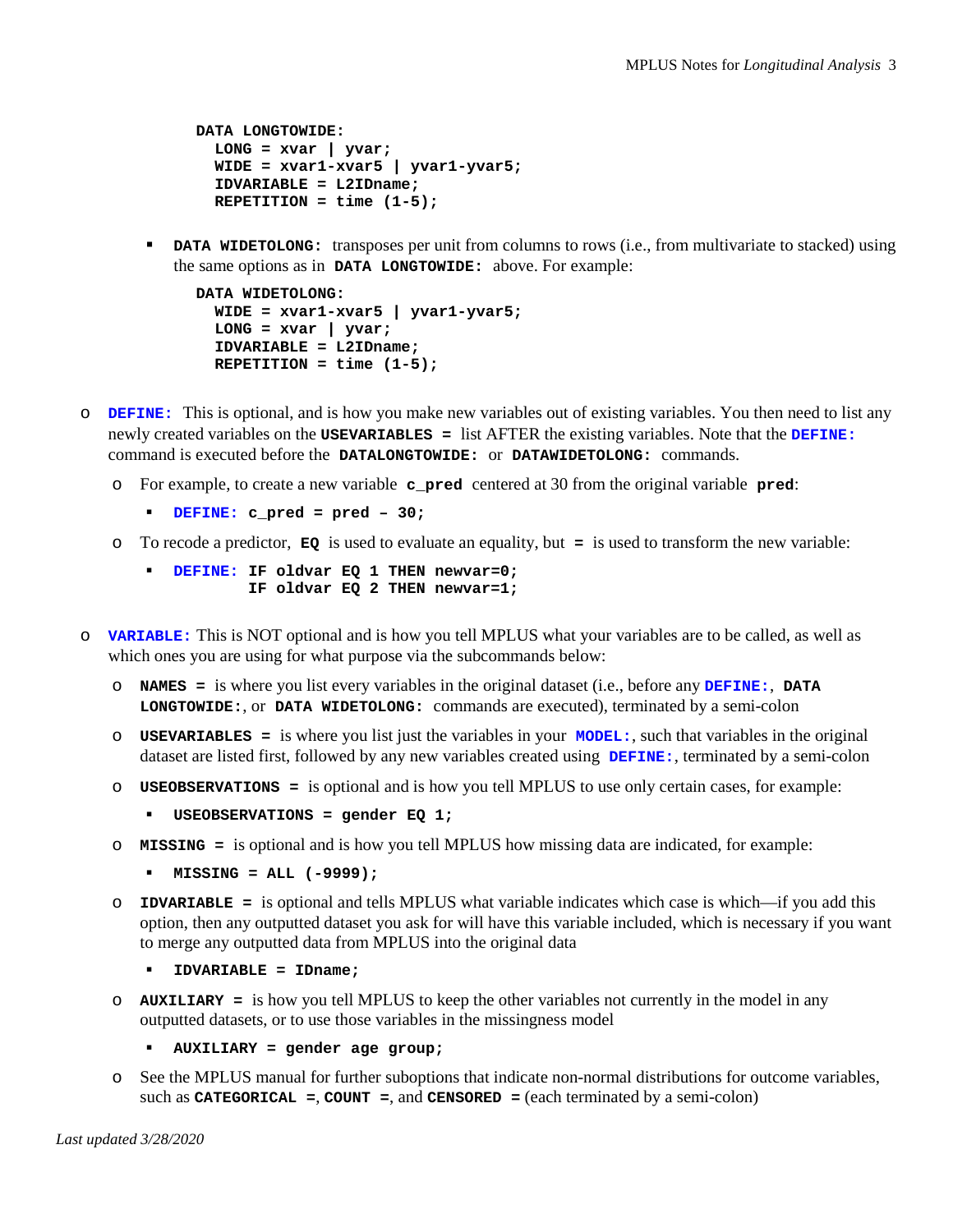```
DATA LONGTOWIDE:
  LONG = xvar | yvar;
  WIDE = xvar1-xvar5 | yvar1-yvar5;
  IDVARIABLE = L2IDname;
  REPETITION = time (1-5);
```

- **DATA WIDETOLONG:** transposes per unit from columns to rows (i.e., from multivariate to stacked) using the same options as in **DATA LONGTOWIDE:** above. For example:

```
DATA WIDETOLONG:
  WIDE = xvar1-xvar5 | yvar1-yvar5;
  LONG = xvar | yvar;
  IDVARIABLE = L2IDname;
  REPETITION = time (1-5);
```

- **DEFINE:** This is optional, and is how you make new variables out of existing variables. You then need to list any newly created variables on the **USEVARIABLES =** list AFTER the existing variables. Note that the **DEFINE:** command is executed before the **DATALONGTOWIDE:** or **DATAWIDETOLONG:** commands.
  - For example, to create a new variable **c_pred** centered at 30 from the original variable **pred**:
    - **DEFINE: c_pred = pred – 30;**
  - To recode a predictor, **EQ** is used to evaluate an equality, but **=** is used to transform the new variable:
    - ```
      DEFINE: IF oldvar EQ 1 THEN newvar=0;
              IF oldvar EQ 2 THEN newvar=1;
      ```

- **VARIABLE:** This is NOT optional and is how you tell MPLUS what your variables are to be called, as well as which ones you are using for what purpose via the subcommands below:
  - **NAMES =** is where you list every variables in the original dataset (i.e., before any **DEFINE:**, **DATA LONGTOWIDE:**, or **DATA WIDETOLONG:** commands are executed), terminated by a semi-colon
  - **USEVARIABLES =** is where you list just the variables in your **MODEL:**, such that variables in the original dataset are listed first, followed by any new variables created using **DEFINE:**, terminated by a semi-colon
  - **USEOBSERVATIONS =** is optional and is how you tell MPLUS to use only certain cases, for example:
    - **USEOBSERVATIONS = gender EQ 1;**
  - **MISSING =** is optional and is how you tell MPLUS how missing data are indicated, for example:
    - **MISSING = ALL (-9999);**
  - **IDVARIABLE =** is optional and tells MPLUS what variable indicates which case is which—if you add this option, then any outputted dataset you ask for will have this variable included, which is necessary if you want to merge any outputted data from MPLUS into the original data
    - **IDVARIABLE = IDname;**
  - **AUXILIARY =** is how you tell MPLUS to keep the other variables not currently in the model in any outputted datasets, or to use those variables in the missingness model
    - **AUXILIARY = gender age group;**
  - See the MPLUS manual for further suboptions that indicate non-normal distributions for outcome variables, such as **CATEGORICAL =**, **COUNT =**, and **CENSORED =** (each terminated by a semi-colon)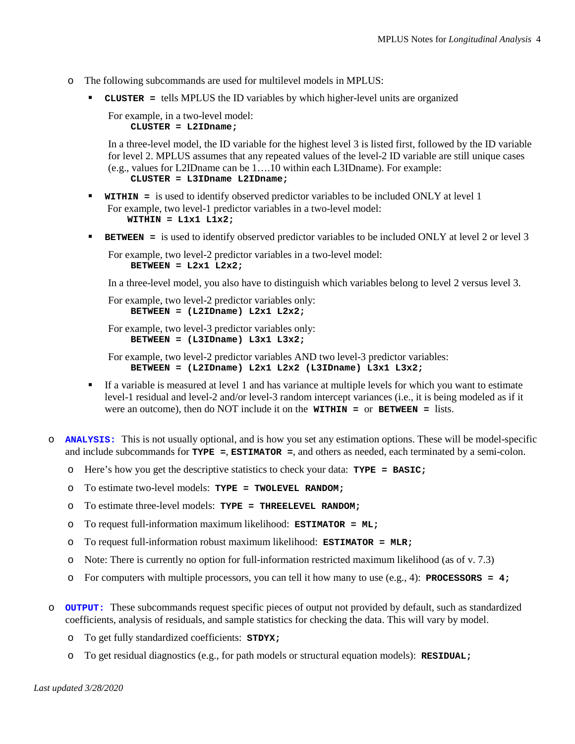- The following subcommands are used for multilevel models in MPLUS:
  - **`CLUSTER =`** tells MPLUS the ID variables by which higher-level units are organized

    For example, in a two-level model:
    ```
    CLUSTER = L2IDname;
    ```

    In a three-level model, the ID variable for the highest level 3 is listed first, followed by the ID variable for level 2. MPLUS assumes that any repeated values of the level-2 ID variable are still unique cases (e.g., values for L2IDname can be 1….10 within each L3IDname). For example:
    ```
    CLUSTER = L3IDname L2IDname;
    ```

  - **`WITHIN =`** is used to identify observed predictor variables to be included ONLY at level 1

    For example, two level-1 predictor variables in a two-level model:
    ```
    WITHIN = L1x1 L1x2;
    ```

  - **`BETWEEN =`** is used to identify observed predictor variables to be included ONLY at level 2 or level 3

    For example, two level-2 predictor variables in a two-level model:
    ```
    BETWEEN = L2x1 L2x2;
    ```

    In a three-level model, you also have to distinguish which variables belong to level 2 versus level 3.

    For example, two level-2 predictor variables only:
    ```
    BETWEEN = (L2IDname) L2x1 L2x2;
    ```

    For example, two level-3 predictor variables only:
    ```
    BETWEEN = (L3IDname) L3x1 L3x2;
    ```

    For example, two level-2 predictor variables AND two level-3 predictor variables:
    ```
    BETWEEN = (L2IDname) L2x1 L2x2 (L3IDname) L3x1 L3x2;
    ```

  - If a variable is measured at level 1 and has variance at multiple levels for which you want to estimate level-1 residual and level-2 and/or level-3 random intercept variances (i.e., it is being modeled as if it were an outcome), then do NOT include it on the **`WITHIN =`** or **`BETWEEN =`** lists.

- **`ANALYSIS:`** This is not usually optional, and is how you set any estimation options. These will be model-specific and include subcommands for **`TYPE =`**, **`ESTIMATOR =`**, and others as needed, each terminated by a semi-colon.
  - Here's how you get the descriptive statistics to check your data: **`TYPE = BASIC;`**
  - To estimate two-level models: **`TYPE = TWOLEVEL RANDOM;`**
  - To estimate three-level models: **`TYPE = THREELEVEL RANDOM;`**
  - To request full-information maximum likelihood: **`ESTIMATOR = ML;`**
  - To request full-information robust maximum likelihood: **`ESTIMATOR = MLR;`**
  - Note: There is currently no option for full-information restricted maximum likelihood (as of v. 7.3)
  - For computers with multiple processors, you can tell it how many to use (e.g., 4): **`PROCESSORS = 4;`**

- **`OUTPUT:`** These subcommands request specific pieces of output not provided by default, such as standardized coefficients, analysis of residuals, and sample statistics for checking the data. This will vary by model.
  - To get fully standardized coefficients: **`STDYX;`**
  - To get residual diagnostics (e.g., for path models or structural equation models): **`RESIDUAL;`**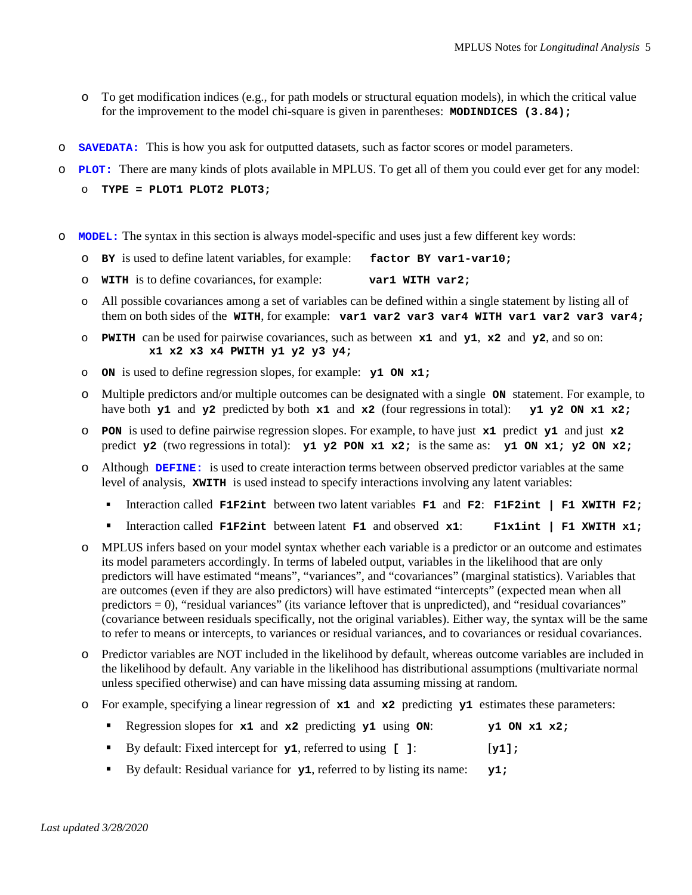- To get modification indices (e.g., for path models or structural equation models), in which the critical value for the improvement to the model chi-square is given in parentheses: **`MODINDICES (3.84);`**

- **`SAVEDATA:`** This is how you ask for outputted datasets, such as factor scores or model parameters.
- **`PLOT:`** There are many kinds of plots available in MPLUS. To get all of them you could ever get for any model:
  - **`TYPE = PLOT1 PLOT2 PLOT3;`**

- **`MODEL:`** The syntax in this section is always model-specific and uses just a few different key words:
  - **`BY`** is used to define latent variables, for example: **`factor BY var1-var10;`**
  - **`WITH`** is to define covariances, for example: **`var1 WITH var2;`**
  - All possible covariances among a set of variables can be defined within a single statement by listing all of them on both sides of the **`WITH`**, for example: **`var1 var2 var3 var4 WITH var1 var2 var3 var4;`**
  - **`PWITH`** can be used for pairwise covariances, such as between **`x1`** and **`y1`**, **`x2`** and **`y2`**, and so on: **`x1 x2 x3 x4 PWITH y1 y2 y3 y4;`**
  - **`ON`** is used to define regression slopes, for example: **`y1 ON x1;`**
  - Multiple predictors and/or multiple outcomes can be designated with a single **`ON`** statement. For example, to have both **`y1`** and **`y2`** predicted by both **`x1`** and **`x2`** (four regressions in total): **`y1 y2 ON x1 x2;`**
  - **`PON`** is used to define pairwise regression slopes. For example, to have just **`x1`** predict **`y1`** and just **`x2`** predict **`y2`** (two regressions in total): **`y1 y2 PON x1 x2;`** is the same as: **`y1 ON x1; y2 ON x2;`**
  - Although **`DEFINE:`** is used to create interaction terms between observed predictor variables at the same level of analysis, **`XWITH`** is used instead to specify interactions involving any latent variables:
    - Interaction called **`F1F2int`** between two latent variables **`F1`** and **`F2`**: **`F1F2int | F1 XWITH F2;`**
    - Interaction called **`F1F2int`** between latent **`F1`** and observed **`x1`**: **`F1x1int | F1 XWITH x1;`**
  - MPLUS infers based on your model syntax whether each variable is a predictor or an outcome and estimates its model parameters accordingly. In terms of labeled output, variables in the likelihood that are only predictors will have estimated "means", "variances", and "covariances" (marginal statistics). Variables that are outcomes (even if they are also predictors) will have estimated "intercepts" (expected mean when all predictors = 0), "residual variances" (its variance leftover that is unpredicted), and "residual covariances" (covariance between residuals specifically, not the original variables). Either way, the syntax will be the same to refer to means or intercepts, to variances or residual variances, and to covariances or residual covariances.
  - Predictor variables are NOT included in the likelihood by default, whereas outcome variables are included in the likelihood by default. Any variable in the likelihood has distributional assumptions (multivariate normal unless specified otherwise) and can have missing data assuming missing at random.
  - For example, specifying a linear regression of **`x1`** and **`x2`** predicting **`y1`** estimates these parameters:
    - Regression slopes for **`x1`** and **`x2`** predicting **`y1`** using **`ON`**: **`y1 ON x1 x2;`**
    - By default: Fixed intercept for **`y1`**, referred to using **`[ ]`**: **`[y1];`**
    - By default: Residual variance for **`y1`**, referred to by listing its name: **`y1;`**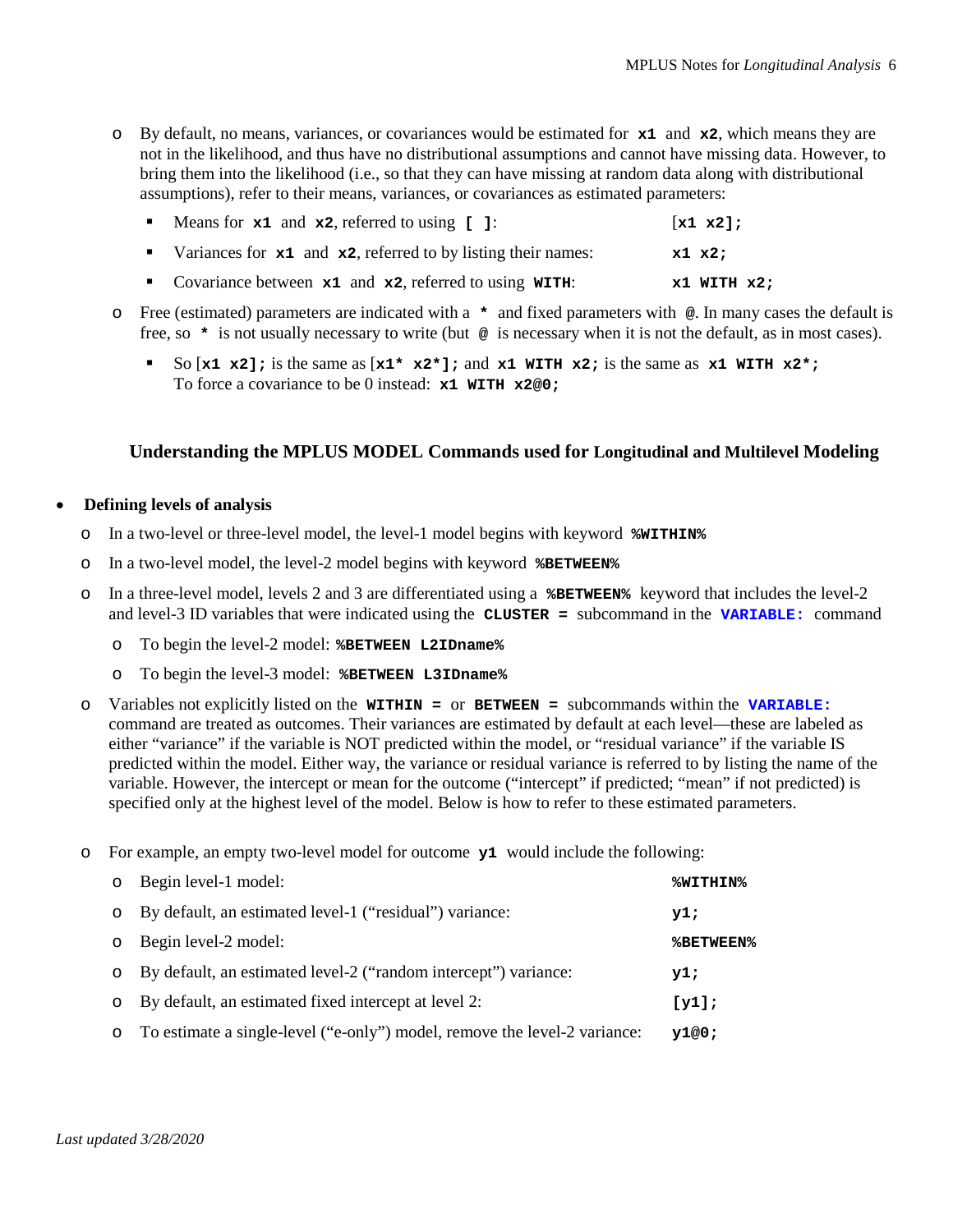- By default, no means, variances, or covariances would be estimated for **x1** and **x2**, which means they are not in the likelihood, and thus have no distributional assumptions and cannot have missing data. However, to bring them into the likelihood (i.e., so that they can have missing at random data along with distributional assumptions), refer to their means, variances, or covariances as estimated parameters:
  - Means for **x1** and **x2**, referred to using **[ ]**: [**x1 x2];**
  - Variances for **x1** and **x2**, referred to by listing their names: **x1 x2;**
  - Covariance between **x1** and **x2**, referred to using **WITH**: **x1 WITH x2;**
- Free (estimated) parameters are indicated with a **\*** and fixed parameters with **@**. In many cases the default is free, so **\*** is not usually necessary to write (but **@** is necessary when it is not the default, as in most cases).
  - So [**x1 x2];** is the same as [**x1\* x2\*];** and **x1 WITH x2;** is the same as **x1 WITH x2\*;** To force a covariance to be 0 instead: **x1 WITH x2@0;**

## Understanding the MPLUS MODEL Commands used for Longitudinal and Multilevel Modeling

- **Defining levels of analysis**
  - In a two-level or three-level model, the level-1 model begins with keyword **%WITHIN%**
  - In a two-level model, the level-2 model begins with keyword **%BETWEEN%**
  - In a three-level model, levels 2 and 3 are differentiated using a **%BETWEEN%** keyword that includes the level-2 and level-3 ID variables that were indicated using the **CLUSTER =** subcommand in the **VARIABLE:** command
    - To begin the level-2 model: **%BETWEEN L2IDname%**
    - To begin the level-3 model: **%BETWEEN L3IDname%**
  - Variables not explicitly listed on the **WITHIN =** or **BETWEEN =** subcommands within the **VARIABLE:** command are treated as outcomes. Their variances are estimated by default at each level—these are labeled as either "variance" if the variable is NOT predicted within the model, or "residual variance" if the variable IS predicted within the model. Either way, the variance or residual variance is referred to by listing the name of the variable. However, the intercept or mean for the outcome ("intercept" if predicted; "mean" if not predicted) is specified only at the highest level of the model. Below is how to refer to these estimated parameters.
  - For example, an empty two-level model for outcome **y1** would include the following:
    - Begin level-1 model: **%WITHIN%**
    - By default, an estimated level-1 ("residual") variance: **y1;**
    - Begin level-2 model: **%BETWEEN%**
    - By default, an estimated level-2 ("random intercept") variance: **y1;**
    - By default, an estimated fixed intercept at level 2: **[y1];**
    - To estimate a single-level ("e-only") model, remove the level-2 variance: **y1@0;**

*Last updated 3/28/2020*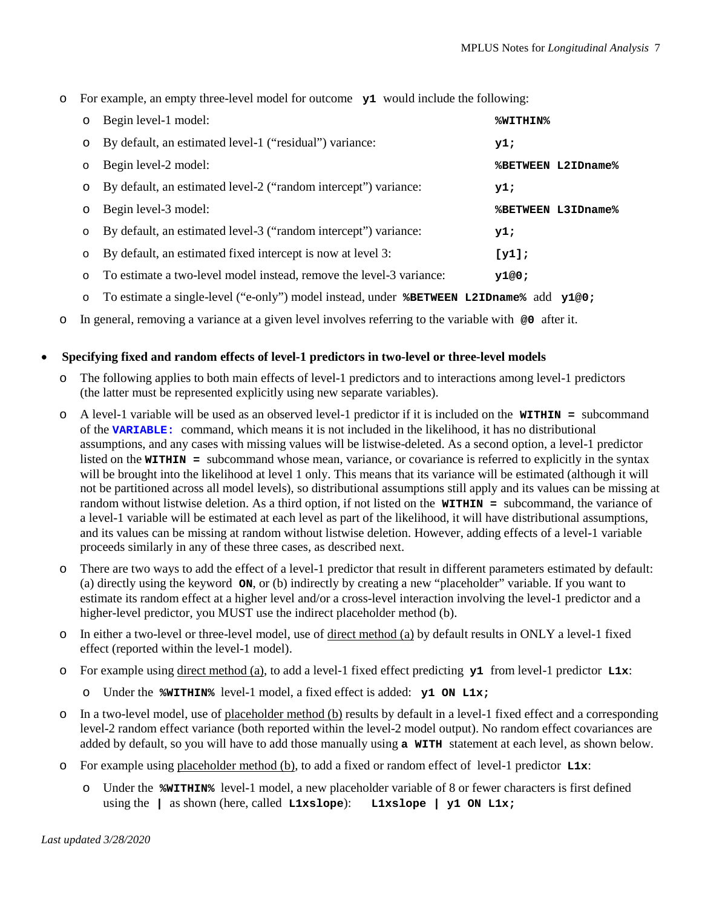- For example, an empty three-level model for outcome **`y1`** would include the following:
  - Begin level-1 model: **`%WITHIN%`**
  - By default, an estimated level-1 ("residual") variance: **`y1;`**
  - Begin level-2 model: **`%BETWEEN L2IDname%`**
  - By default, an estimated level-2 ("random intercept") variance: **`y1;`**
  - Begin level-3 model: **`%BETWEEN L3IDname%`**
  - By default, an estimated level-3 ("random intercept") variance: **`y1;`**
  - By default, an estimated fixed intercept is now at level 3: **`[y1];`**
  - To estimate a two-level model instead, remove the level-3 variance: **`y1@0;`**
  - To estimate a single-level ("e-only") model instead, under **`%BETWEEN L2IDname%`** add **`y1@0;`**
- In general, removing a variance at a given level involves referring to the variable with **`@0`** after it.

- **Specifying fixed and random effects of level-1 predictors in two-level or three-level models**
  - The following applies to both main effects of level-1 predictors and to interactions among level-1 predictors (the latter must be represented explicitly using new separate variables).
  - A level-1 variable will be used as an observed level-1 predictor if it is included on the **`WITHIN =`** subcommand of the **`VARIABLE:`** command, which means it is not included in the likelihood, it has no distributional assumptions, and any cases with missing values will be listwise-deleted. As a second option, a level-1 predictor listed on the **`WITHIN =`** subcommand whose mean, variance, or covariance is referred to explicitly in the syntax will be brought into the likelihood at level 1 only. This means that its variance will be estimated (although it will not be partitioned across all model levels), so distributional assumptions still apply and its values can be missing at random without listwise deletion. As a third option, if not listed on the **`WITHIN =`** subcommand, the variance of a level-1 variable will be estimated at each level as part of the likelihood, it will have distributional assumptions, and its values can be missing at random without listwise deletion. However, adding effects of a level-1 variable proceeds similarly in any of these three cases, as described next.
  - There are two ways to add the effect of a level-1 predictor that result in different parameters estimated by default: (a) directly using the keyword **`ON`**, or (b) indirectly by creating a new "placeholder" variable. If you want to estimate its random effect at a higher level and/or a cross-level interaction involving the level-1 predictor and a higher-level predictor, you MUST use the indirect placeholder method (b).
  - In either a two-level or three-level model, use of <u>direct method (a)</u> by default results in ONLY a level-1 fixed effect (reported within the level-1 model).
  - For example using <u>direct method (a)</u>, to add a level-1 fixed effect predicting **`y1`** from level-1 predictor **`L1x`**:
    - Under the **`%WITHIN%`** level-1 model, a fixed effect is added: **`y1 ON L1x;`**
  - In a two-level model, use of <u>placeholder method (b)</u> results by default in a level-1 fixed effect and a corresponding level-2 random effect variance (both reported within the level-2 model output). No random effect covariances are added by default, so you will have to add those manually using **`a WITH`** statement at each level, as shown below.
  - For example using <u>placeholder method (b)</u>, to add a fixed or random effect of level-1 predictor **`L1x`**:
    - Under the **`%WITHIN%`** level-1 model, a new placeholder variable of 8 or fewer characters is first defined using the **`|`** as shown (here, called **`L1xslope`**): **`L1xslope | y1 ON L1x;`**

*Last updated 3/28/2020*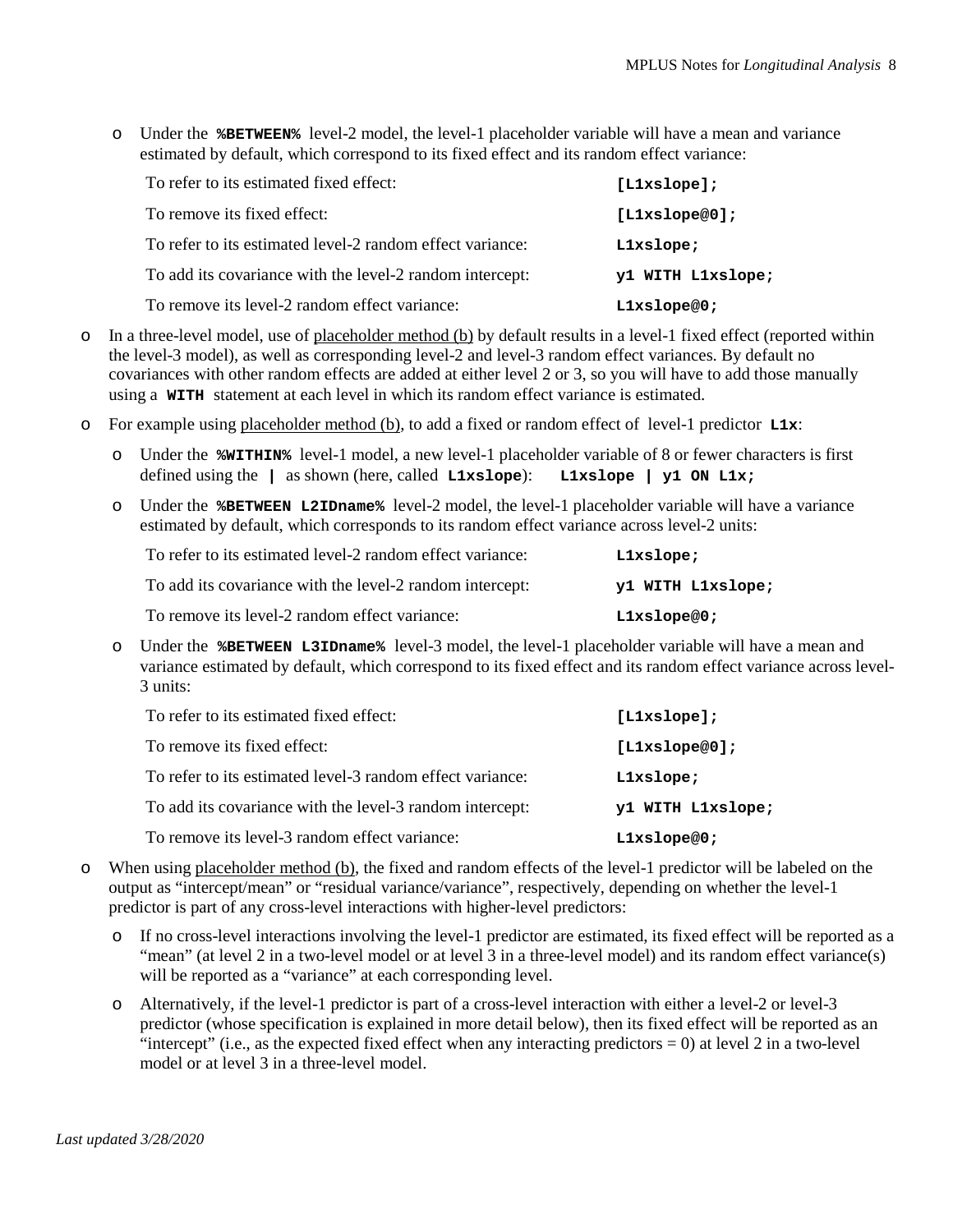- Under the **`%BETWEEN%`** level-2 model, the level-1 placeholder variable will have a mean and variance estimated by default, which correspond to its fixed effect and its random effect variance:

| | |
|---|---|
| To refer to its estimated fixed effect: | **`[L1xslope];`** |
| To remove its fixed effect: | **`[L1xslope@0];`** |
| To refer to its estimated level-2 random effect variance: | **`L1xslope;`** |
| To add its covariance with the level-2 random intercept: | **`y1 WITH L1xslope;`** |
| To remove its level-2 random effect variance: | **`L1xslope@0;`** |

- In a three-level model, use of placeholder method (b) by default results in a level-1 fixed effect (reported within the level-3 model), as well as corresponding level-2 and level-3 random effect variances. By default no covariances with other random effects are added at either level 2 or 3, so you will have to add those manually using a **`WITH`** statement at each level in which its random effect variance is estimated.
- For example using placeholder method (b), to add a fixed or random effect of level-1 predictor **`L1x`**:
  - Under the **`%WITHIN%`** level-1 model, a new level-1 placeholder variable of 8 or fewer characters is first defined using the **`|`** as shown (here, called **`L1xslope`**): **`L1xslope | y1 ON L1x;`**
  - Under the **`%BETWEEN L2IDname%`** level-2 model, the level-1 placeholder variable will have a variance estimated by default, which corresponds to its random effect variance across level-2 units:

| | |
|---|---|
| To refer to its estimated level-2 random effect variance: | **`L1xslope;`** |
| To add its covariance with the level-2 random intercept: | **`y1 WITH L1xslope;`** |
| To remove its level-2 random effect variance: | **`L1xslope@0;`** |

  - Under the **`%BETWEEN L3IDname%`** level-3 model, the level-1 placeholder variable will have a mean and variance estimated by default, which correspond to its fixed effect and its random effect variance across level-3 units:

| | |
|---|---|
| To refer to its estimated fixed effect: | **`[L1xslope];`** |
| To remove its fixed effect: | **`[L1xslope@0];`** |
| To refer to its estimated level-3 random effect variance: | **`L1xslope;`** |
| To add its covariance with the level-3 random intercept: | **`y1 WITH L1xslope;`** |
| To remove its level-3 random effect variance: | **`L1xslope@0;`** |

- When using placeholder method (b), the fixed and random effects of the level-1 predictor will be labeled on the output as "intercept/mean" or "residual variance/variance", respectively, depending on whether the level-1 predictor is part of any cross-level interactions with higher-level predictors:
  - If no cross-level interactions involving the level-1 predictor are estimated, its fixed effect will be reported as a "mean" (at level 2 in a two-level model or at level 3 in a three-level model) and its random effect variance(s) will be reported as a "variance" at each corresponding level.
  - Alternatively, if the level-1 predictor is part of a cross-level interaction with either a level-2 or level-3 predictor (whose specification is explained in more detail below), then its fixed effect will be reported as an "intercept" (i.e., as the expected fixed effect when any interacting predictors = 0) at level 2 in a two-level model or at level 3 in a three-level model.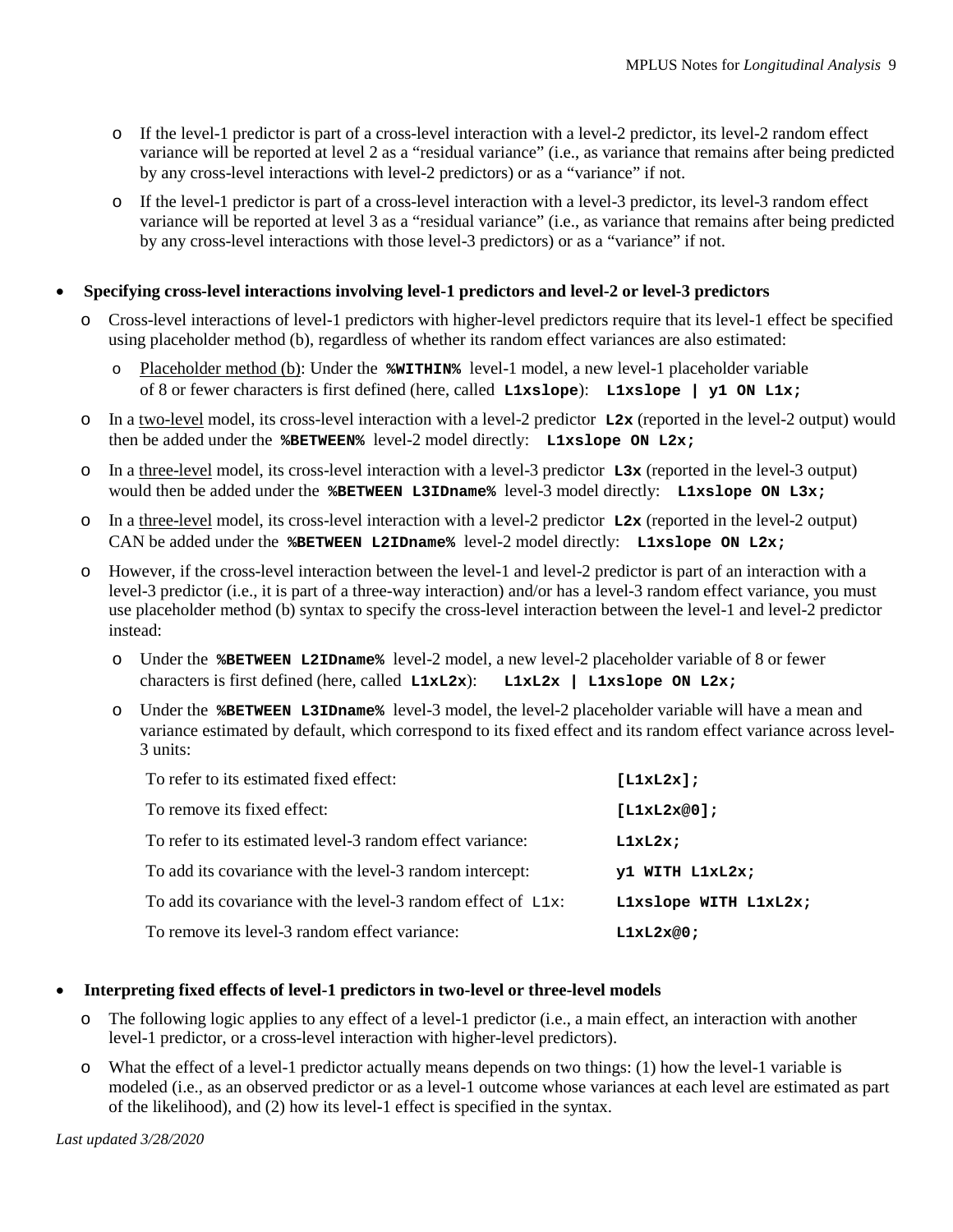- If the level-1 predictor is part of a cross-level interaction with a level-2 predictor, its level-2 random effect variance will be reported at level 2 as a "residual variance" (i.e., as variance that remains after being predicted by any cross-level interactions with level-2 predictors) or as a "variance" if not.
- If the level-1 predictor is part of a cross-level interaction with a level-3 predictor, its level-3 random effect variance will be reported at level 3 as a "residual variance" (i.e., as variance that remains after being predicted by any cross-level interactions with those level-3 predictors) or as a "variance" if not.

- **Specifying cross-level interactions involving level-1 predictors and level-2 or level-3 predictors**
  - Cross-level interactions of level-1 predictors with higher-level predictors require that its level-1 effect be specified using placeholder method (b), regardless of whether its random effect variances are also estimated:
    - <u>Placeholder method (b)</u>: Under the **`%WITHIN%`** level-1 model, a new level-1 placeholder variable of 8 or fewer characters is first defined (here, called **`L1xslope`**): **`L1xslope | y1 ON L1x;`**
  - In a <u>two-level</u> model, its cross-level interaction with a level-2 predictor **`L2x`** (reported in the level-2 output) would then be added under the **`%BETWEEN%`** level-2 model directly: **`L1xslope ON L2x;`**
  - In a <u>three-level</u> model, its cross-level interaction with a level-3 predictor **`L3x`** (reported in the level-3 output) would then be added under the **`%BETWEEN L3IDname%`** level-3 model directly: **`L1xslope ON L3x;`**
  - In a <u>three-level</u> model, its cross-level interaction with a level-2 predictor **`L2x`** (reported in the level-2 output) CAN be added under the **`%BETWEEN L2IDname%`** level-2 model directly: **`L1xslope ON L2x;`**
  - However, if the cross-level interaction between the level-1 and level-2 predictor is part of an interaction with a level-3 predictor (i.e., it is part of a three-way interaction) and/or has a level-3 random effect variance, you must use placeholder method (b) syntax to specify the cross-level interaction between the level-1 and level-2 predictor instead:
    - Under the **`%BETWEEN L2IDname%`** level-2 model, a new level-2 placeholder variable of 8 or fewer characters is first defined (here, called **`L1xL2x`**): **`L1xL2x | L1xslope ON L2x;`**
    - Under the **`%BETWEEN L3IDname%`** level-3 model, the level-2 placeholder variable will have a mean and variance estimated by default, which correspond to its fixed effect and its random effect variance across level-3 units:

| | |
|---|---|
| To refer to its estimated fixed effect: | **`[L1xL2x];`** |
| To remove its fixed effect: | **`[L1xL2x@0];`** |
| To refer to its estimated level-3 random effect variance: | **`L1xL2x;`** |
| To add its covariance with the level-3 random intercept: | **`y1 WITH L1xL2x;`** |
| To add its covariance with the level-3 random effect of `L1x`: | **`L1xslope WITH L1xL2x;`** |
| To remove its level-3 random effect variance: | **`L1xL2x@0;`** |

- **Interpreting fixed effects of level-1 predictors in two-level or three-level models**
  - The following logic applies to any effect of a level-1 predictor (i.e., a main effect, an interaction with another level-1 predictor, or a cross-level interaction with higher-level predictors).
  - What the effect of a level-1 predictor actually means depends on two things: (1) how the level-1 variable is modeled (i.e., as an observed predictor or as a level-1 outcome whose variances at each level are estimated as part of the likelihood), and (2) how its level-1 effect is specified in the syntax.

*Last updated 3/28/2020*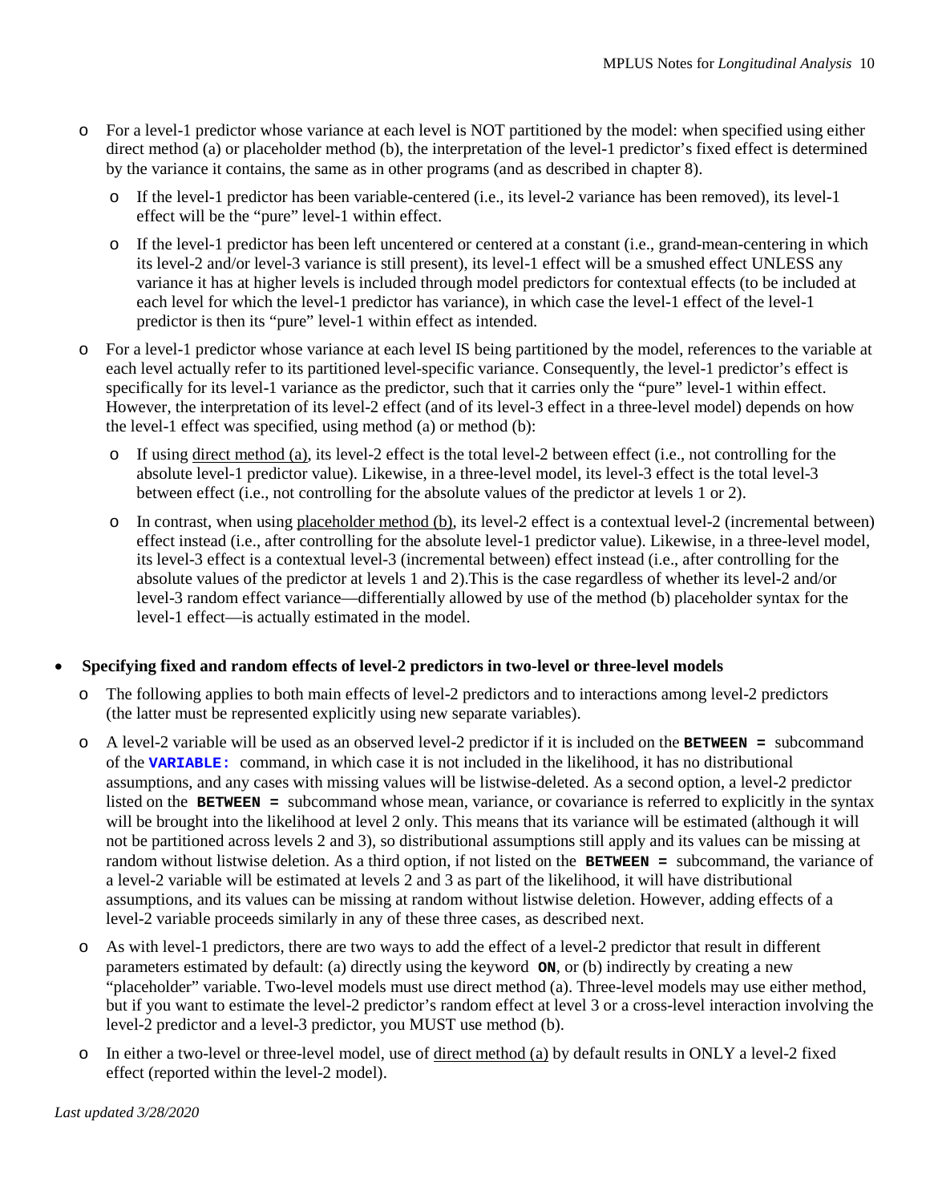- For a level-1 predictor whose variance at each level is NOT partitioned by the model: when specified using either direct method (a) or placeholder method (b), the interpretation of the level-1 predictor's fixed effect is determined by the variance it contains, the same as in other programs (and as described in chapter 8).
  - If the level-1 predictor has been variable-centered (i.e., its level-2 variance has been removed), its level-1 effect will be the "pure" level-1 within effect.
  - If the level-1 predictor has been left uncentered or centered at a constant (i.e., grand-mean-centering in which its level-2 and/or level-3 variance is still present), its level-1 effect will be a smushed effect UNLESS any variance it has at higher levels is included through model predictors for contextual effects (to be included at each level for which the level-1 predictor has variance), in which case the level-1 effect of the level-1 predictor is then its "pure" level-1 within effect as intended.
- For a level-1 predictor whose variance at each level IS being partitioned by the model, references to the variable at each level actually refer to its partitioned level-specific variance. Consequently, the level-1 predictor's effect is specifically for its level-1 variance as the predictor, such that it carries only the "pure" level-1 within effect. However, the interpretation of its level-2 effect (and of its level-3 effect in a three-level model) depends on how the level-1 effect was specified, using method (a) or method (b):
  - If using direct method (a), its level-2 effect is the total level-2 between effect (i.e., not controlling for the absolute level-1 predictor value). Likewise, in a three-level model, its level-3 effect is the total level-3 between effect (i.e., not controlling for the absolute values of the predictor at levels 1 or 2).
  - In contrast, when using placeholder method (b), its level-2 effect is a contextual level-2 (incremental between) effect instead (i.e., after controlling for the absolute level-1 predictor value). Likewise, in a three-level model, its level-3 effect is a contextual level-3 (incremental between) effect instead (i.e., after controlling for the absolute values of the predictor at levels 1 and 2).This is the case regardless of whether its level-2 and/or level-3 random effect variance—differentially allowed by use of the method (b) placeholder syntax for the level-1 effect—is actually estimated in the model.

- **Specifying fixed and random effects of level-2 predictors in two-level or three-level models**
  - The following applies to both main effects of level-2 predictors and to interactions among level-2 predictors (the latter must be represented explicitly using new separate variables).
  - A level-2 variable will be used as an observed level-2 predictor if it is included on the **`BETWEEN =`** subcommand of the **`VARIABLE:`** command, in which case it is not included in the likelihood, it has no distributional assumptions, and any cases with missing values will be listwise-deleted. As a second option, a level-2 predictor listed on the **`BETWEEN =`** subcommand whose mean, variance, or covariance is referred to explicitly in the syntax will be brought into the likelihood at level 2 only. This means that its variance will be estimated (although it will not be partitioned across levels 2 and 3), so distributional assumptions still apply and its values can be missing at random without listwise deletion. As a third option, if not listed on the **`BETWEEN =`** subcommand, the variance of a level-2 variable will be estimated at levels 2 and 3 as part of the likelihood, it will have distributional assumptions, and its values can be missing at random without listwise deletion. However, adding effects of a level-2 variable proceeds similarly in any of these three cases, as described next.
  - As with level-1 predictors, there are two ways to add the effect of a level-2 predictor that result in different parameters estimated by default: (a) directly using the keyword **`ON`**, or (b) indirectly by creating a new "placeholder" variable. Two-level models must use direct method (a). Three-level models may use either method, but if you want to estimate the level-2 predictor's random effect at level 3 or a cross-level interaction involving the level-2 predictor and a level-3 predictor, you MUST use method (b).
  - In either a two-level or three-level model, use of direct method (a) by default results in ONLY a level-2 fixed effect (reported within the level-2 model).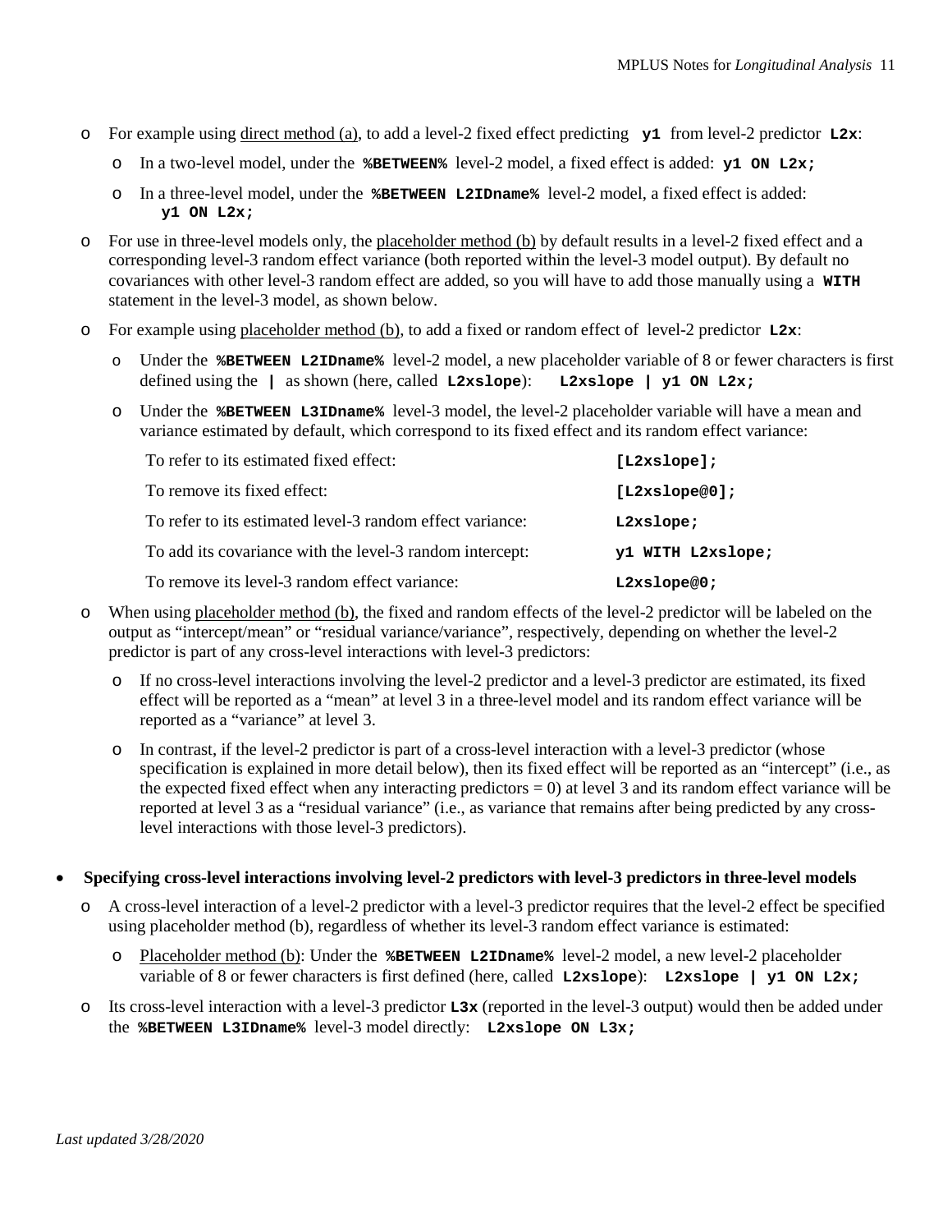- For example using <u>direct method (a)</u>, to add a level-2 fixed effect predicting **`y1`** from level-2 predictor **`L2x`**:
  - In a two-level model, under the **`%BETWEEN%`** level-2 model, a fixed effect is added: **`y1 ON L2x;`**
  - In a three-level model, under the **`%BETWEEN L2IDname%`** level-2 model, a fixed effect is added: **`y1 ON L2x;`**
- For use in three-level models only, the <u>placeholder method (b)</u> by default results in a level-2 fixed effect and a corresponding level-3 random effect variance (both reported within the level-3 model output). By default no covariances with other level-3 random effect are added, so you will have to add those manually using a **`WITH`** statement in the level-3 model, as shown below.
- For example using <u>placeholder method (b)</u>, to add a fixed or random effect of level-2 predictor **`L2x`**:
  - Under the **`%BETWEEN L2IDname%`** level-2 model, a new placeholder variable of 8 or fewer characters is first defined using the **`|`** as shown (here, called **`L2xslope`**): **`L2xslope | y1 ON L2x;`**
  - Under the **`%BETWEEN L3IDname%`** level-3 model, the level-2 placeholder variable will have a mean and variance estimated by default, which correspond to its fixed effect and its random effect variance:

| | |
|---|---|
| To refer to its estimated fixed effect: | **`[L2xslope];`** |
| To remove its fixed effect: | **`[L2xslope@0];`** |
| To refer to its estimated level-3 random effect variance: | **`L2xslope;`** |
| To add its covariance with the level-3 random intercept: | **`y1 WITH L2xslope;`** |
| To remove its level-3 random effect variance: | **`L2xslope@0;`** |

- When using <u>placeholder method (b)</u>, the fixed and random effects of the level-2 predictor will be labeled on the output as "intercept/mean" or "residual variance/variance", respectively, depending on whether the level-2 predictor is part of any cross-level interactions with level-3 predictors:
  - If no cross-level interactions involving the level-2 predictor and a level-3 predictor are estimated, its fixed effect will be reported as a "mean" at level 3 in a three-level model and its random effect variance will be reported as a "variance" at level 3.
  - In contrast, if the level-2 predictor is part of a cross-level interaction with a level-3 predictor (whose specification is explained in more detail below), then its fixed effect will be reported as an "intercept" (i.e., as the expected fixed effect when any interacting predictors = 0) at level 3 and its random effect variance will be reported at level 3 as a "residual variance" (i.e., as variance that remains after being predicted by any cross-level interactions with those level-3 predictors).

- **Specifying cross-level interactions involving level-2 predictors with level-3 predictors in three-level models**
  - A cross-level interaction of a level-2 predictor with a level-3 predictor requires that the level-2 effect be specified using placeholder method (b), regardless of whether its level-3 random effect variance is estimated:
    - <u>Placeholder method (b)</u>: Under the **`%BETWEEN L2IDname%`** level-2 model, a new level-2 placeholder variable of 8 or fewer characters is first defined (here, called **`L2xslope`**): **`L2xslope | y1 ON L2x;`**
  - Its cross-level interaction with a level-3 predictor **`L3x`** (reported in the level-3 output) would then be added under the **`%BETWEEN L3IDname%`** level-3 model directly: **`L2xslope ON L3x;`**

*Last updated 3/28/2020*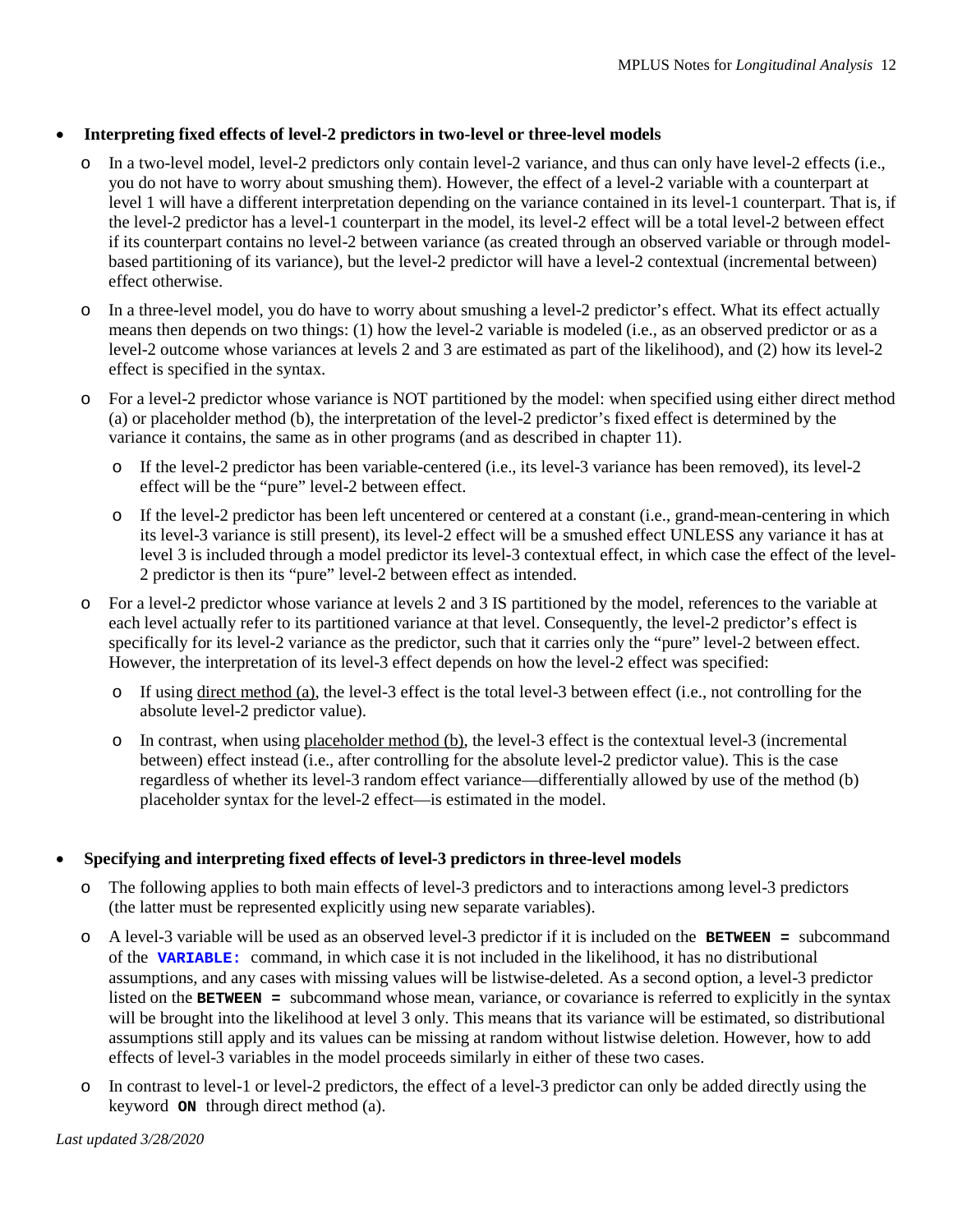- **Interpreting fixed effects of level-2 predictors in two-level or three-level models**
  - In a two-level model, level-2 predictors only contain level-2 variance, and thus can only have level-2 effects (i.e., you do not have to worry about smushing them). However, the effect of a level-2 variable with a counterpart at level 1 will have a different interpretation depending on the variance contained in its level-1 counterpart. That is, if the level-2 predictor has a level-1 counterpart in the model, its level-2 effect will be a total level-2 between effect if its counterpart contains no level-2 between variance (as created through an observed variable or through model-based partitioning of its variance), but the level-2 predictor will have a level-2 contextual (incremental between) effect otherwise.
  - In a three-level model, you do have to worry about smushing a level-2 predictor's effect. What its effect actually means then depends on two things: (1) how the level-2 variable is modeled (i.e., as an observed predictor or as a level-2 outcome whose variances at levels 2 and 3 are estimated as part of the likelihood), and (2) how its level-2 effect is specified in the syntax.
  - For a level-2 predictor whose variance is NOT partitioned by the model: when specified using either direct method (a) or placeholder method (b), the interpretation of the level-2 predictor's fixed effect is determined by the variance it contains, the same as in other programs (and as described in chapter 11).
    - If the level-2 predictor has been variable-centered (i.e., its level-3 variance has been removed), its level-2 effect will be the "pure" level-2 between effect.
    - If the level-2 predictor has been left uncentered or centered at a constant (i.e., grand-mean-centering in which its level-3 variance is still present), its level-2 effect will be a smushed effect UNLESS any variance it has at level 3 is included through a model predictor its level-3 contextual effect, in which case the effect of the level-2 predictor is then its "pure" level-2 between effect as intended.
  - For a level-2 predictor whose variance at levels 2 and 3 IS partitioned by the model, references to the variable at each level actually refer to its partitioned variance at that level. Consequently, the level-2 predictor's effect is specifically for its level-2 variance as the predictor, such that it carries only the "pure" level-2 between effect. However, the interpretation of its level-3 effect depends on how the level-2 effect was specified:
    - If using direct method (a), the level-3 effect is the total level-3 between effect (i.e., not controlling for the absolute level-2 predictor value).
    - In contrast, when using placeholder method (b), the level-3 effect is the contextual level-3 (incremental between) effect instead (i.e., after controlling for the absolute level-2 predictor value). This is the case regardless of whether its level-3 random effect variance—differentially allowed by use of the method (b) placeholder syntax for the level-2 effect—is estimated in the model.

- **Specifying and interpreting fixed effects of level-3 predictors in three-level models**
  - The following applies to both main effects of level-3 predictors and to interactions among level-3 predictors (the latter must be represented explicitly using new separate variables).
  - A level-3 variable will be used as an observed level-3 predictor if it is included on the **`BETWEEN =`** subcommand of the **`VARIABLE:`** command, in which case it is not included in the likelihood, it has no distributional assumptions, and any cases with missing values will be listwise-deleted. As a second option, a level-3 predictor listed on the **`BETWEEN =`** subcommand whose mean, variance, or covariance is referred to explicitly in the syntax will be brought into the likelihood at level 3 only. This means that its variance will be estimated, so distributional assumptions still apply and its values can be missing at random without listwise deletion. However, how to add effects of level-3 variables in the model proceeds similarly in either of these two cases.
  - In contrast to level-1 or level-2 predictors, the effect of a level-3 predictor can only be added directly using the keyword **`ON`** through direct method (a).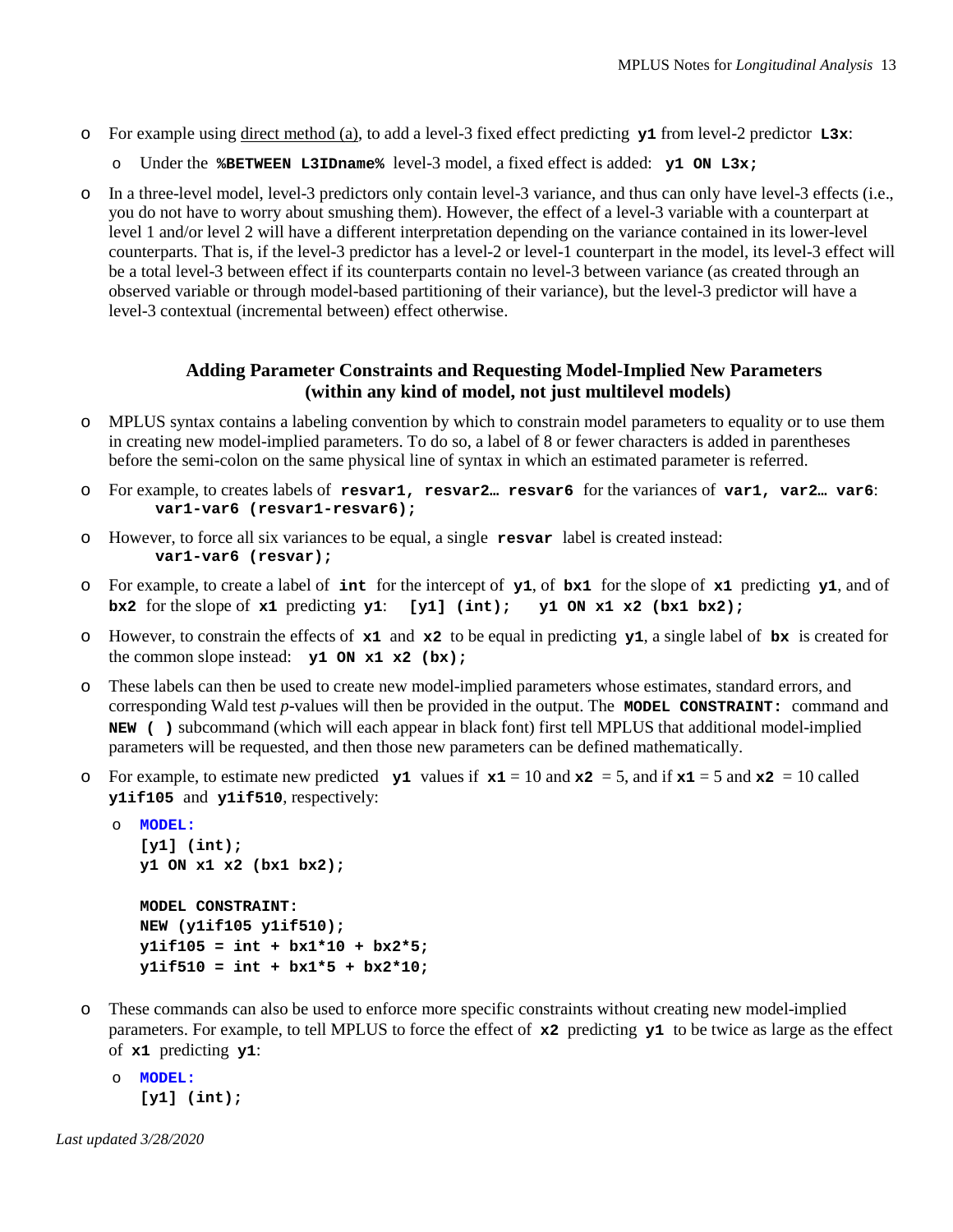- For example using direct method (a), to add a level-3 fixed effect predicting **y1** from level-2 predictor **L3x**:
  - Under the **%BETWEEN L3IDname%** level-3 model, a fixed effect is added: **y1 ON L3x;**
- In a three-level model, level-3 predictors only contain level-3 variance, and thus can only have level-3 effects (i.e., you do not have to worry about smushing them). However, the effect of a level-3 variable with a counterpart at level 1 and/or level 2 will have a different interpretation depending on the variance contained in its lower-level counterparts. That is, if the level-3 predictor has a level-2 or level-1 counterpart in the model, its level-3 effect will be a total level-3 between effect if its counterparts contain no level-3 between variance (as created through an observed variable or through model-based partitioning of their variance), but the level-3 predictor will have a level-3 contextual (incremental between) effect otherwise.

### Adding Parameter Constraints and Requesting Model-Implied New Parameters (within any kind of model, not just multilevel models)

- MPLUS syntax contains a labeling convention by which to constrain model parameters to equality or to use them in creating new model-implied parameters. To do so, a label of 8 or fewer characters is added in parentheses before the semi-colon on the same physical line of syntax in which an estimated parameter is referred.
- For example, to creates labels of **resvar1, resvar2… resvar6** for the variances of **var1, var2… var6**:
  **var1-var6 (resvar1-resvar6);**
- However, to force all six variances to be equal, a single **resvar** label is created instead:
  **var1-var6 (resvar);**
- For example, to create a label of **int** for the intercept of **y1**, of **bx1** for the slope of **x1** predicting **y1**, and of **bx2** for the slope of **x1** predicting **y1**: **[y1] (int); y1 ON x1 x2 (bx1 bx2);**
- However, to constrain the effects of **x1** and **x2** to be equal in predicting **y1**, a single label of **bx** is created for the common slope instead: **y1 ON x1 x2 (bx);**
- These labels can then be used to create new model-implied parameters whose estimates, standard errors, and corresponding Wald test *p*-values will then be provided in the output. The **MODEL CONSTRAINT:** command and **NEW ( )** subcommand (which will each appear in black font) first tell MPLUS that additional model-implied parameters will be requested, and then those new parameters can be defined mathematically.
- For example, to estimate new predicted **y1** values if **x1** = 10 and **x2** = 5, and if **x1** = 5 and **x2** = 10 called **y1if105** and **y1if510**, respectively:

```
MODEL:
[y1] (int);
y1 ON x1 x2 (bx1 bx2);

MODEL CONSTRAINT:
NEW (y1if105 y1if510);
y1if105 = int + bx1*10 + bx2*5;
y1if510 = int + bx1*5 + bx2*10;
```

- These commands can also be used to enforce more specific constraints without creating new model-implied parameters. For example, to tell MPLUS to force the effect of **x2** predicting **y1** to be twice as large as the effect of **x1** predicting **y1**:

```
MODEL:
[y1] (int);
```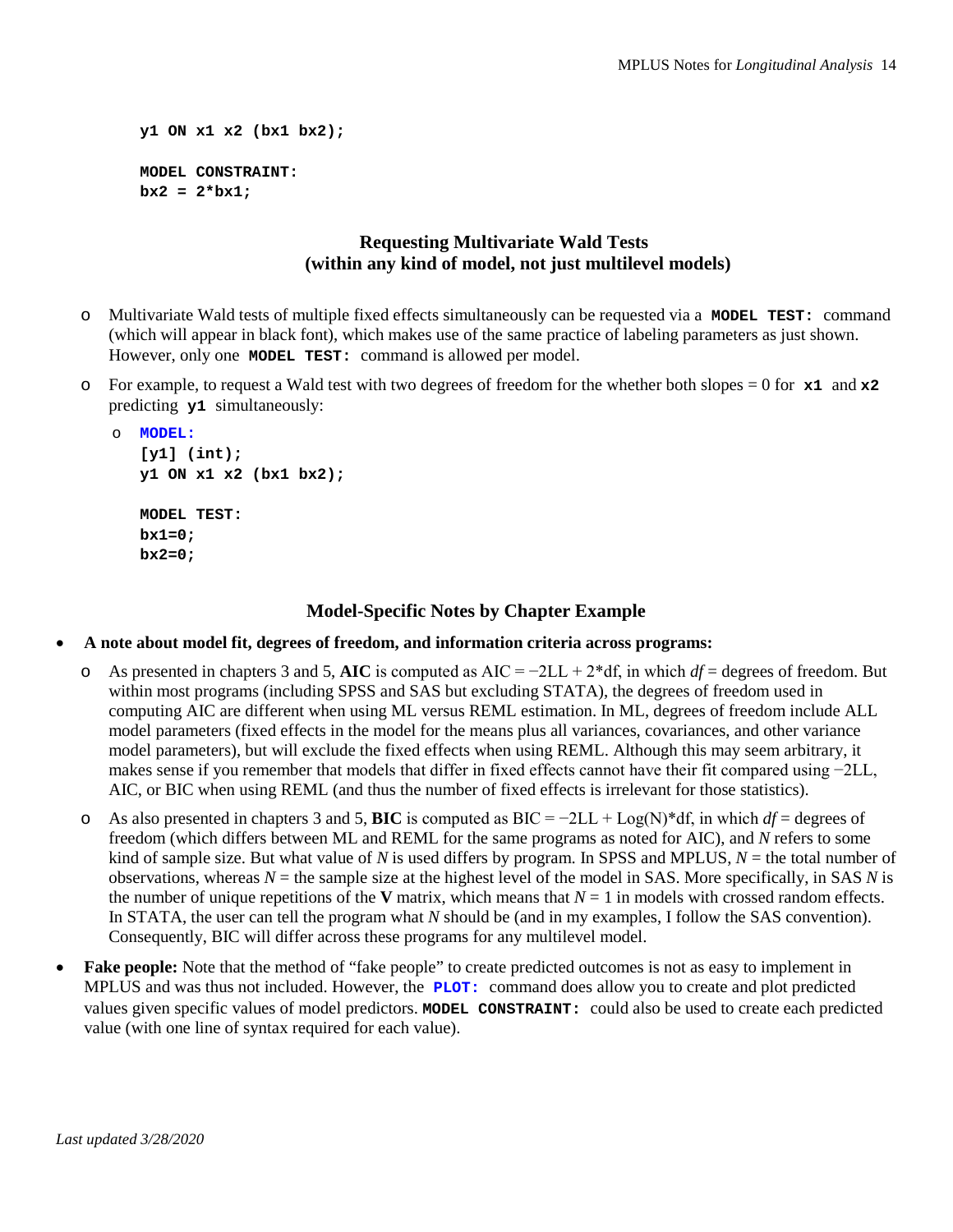```
y1 ON x1 x2 (bx1 bx2);

MODEL CONSTRAINT:
bx2 = 2*bx1;
```

## Requesting Multivariate Wald Tests
## (within any kind of model, not just multilevel models)

- Multivariate Wald tests of multiple fixed effects simultaneously can be requested via a **`MODEL TEST:`** command (which will appear in black font), which makes use of the same practice of labeling parameters as just shown. However, only one **`MODEL TEST:`** command is allowed per model.
- For example, to request a Wald test with two degrees of freedom for the whether both slopes = 0 for **`x1`** and **`x2`** predicting **`y1`** simultaneously:
  - ```
    MODEL:
    [y1] (int);
    y1 ON x1 x2 (bx1 bx2);

    MODEL TEST:
    bx1=0;
    bx2=0;
    ```

## Model-Specific Notes by Chapter Example

- **A note about model fit, degrees of freedom, and information criteria across programs:**
  - As presented in chapters 3 and 5, **AIC** is computed as AIC = −2LL + 2*df, in which *df* = degrees of freedom. But within most programs (including SPSS and SAS but excluding STATA), the degrees of freedom used in computing AIC are different when using ML versus REML estimation. In ML, degrees of freedom include ALL model parameters (fixed effects in the model for the means plus all variances, covariances, and other variance model parameters), but will exclude the fixed effects when using REML. Although this may seem arbitrary, it makes sense if you remember that models that differ in fixed effects cannot have their fit compared using −2LL, AIC, or BIC when using REML (and thus the number of fixed effects is irrelevant for those statistics).
  - As also presented in chapters 3 and 5, **BIC** is computed as BIC = −2LL + Log(N)*df, in which *df* = degrees of freedom (which differs between ML and REML for the same programs as noted for AIC), and *N* refers to some kind of sample size. But what value of *N* is used differs by program. In SPSS and MPLUS, *N* = the total number of observations, whereas *N* = the sample size at the highest level of the model in SAS. More specifically, in SAS *N* is the number of unique repetitions of the **V** matrix, which means that *N* = 1 in models with crossed random effects. In STATA, the user can tell the program what *N* should be (and in my examples, I follow the SAS convention). Consequently, BIC will differ across these programs for any multilevel model.
- **Fake people:** Note that the method of "fake people" to create predicted outcomes is not as easy to implement in MPLUS and was thus not included. However, the **`PLOT:`** command does allow you to create and plot predicted values given specific values of model predictors. **`MODEL CONSTRAINT:`** could also be used to create each predicted value (with one line of syntax required for each value).

*Last updated 3/28/2020*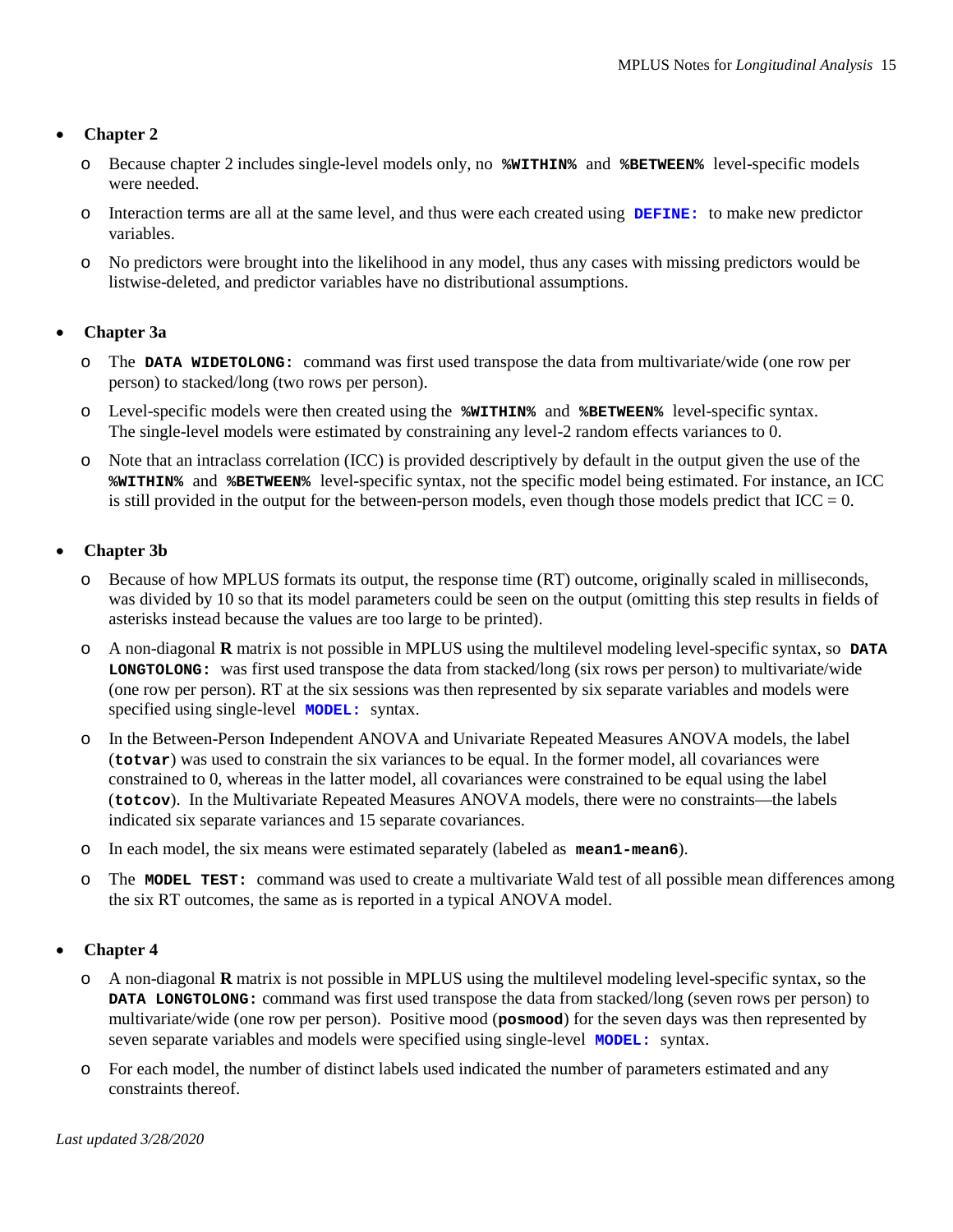- **Chapter 2**
  - Because chapter 2 includes single-level models only, no **`%WITHIN%`** and **`%BETWEEN%`** level-specific models were needed.
  - Interaction terms are all at the same level, and thus were each created using **`DEFINE:`** to make new predictor variables.
  - No predictors were brought into the likelihood in any model, thus any cases with missing predictors would be listwise-deleted, and predictor variables have no distributional assumptions.

- **Chapter 3a**
  - The **`DATA WIDETOLONG:`** command was first used transpose the data from multivariate/wide (one row per person) to stacked/long (two rows per person).
  - Level-specific models were then created using the **`%WITHIN%`** and **`%BETWEEN%`** level-specific syntax. The single-level models were estimated by constraining any level-2 random effects variances to 0.
  - Note that an intraclass correlation (ICC) is provided descriptively by default in the output given the use of the **`%WITHIN%`** and **`%BETWEEN%`** level-specific syntax, not the specific model being estimated. For instance, an ICC is still provided in the output for the between-person models, even though those models predict that ICC = 0.

- **Chapter 3b**
  - Because of how MPLUS formats its output, the response time (RT) outcome, originally scaled in milliseconds, was divided by 10 so that its model parameters could be seen on the output (omitting this step results in fields of asterisks instead because the values are too large to be printed).
  - A non-diagonal **R** matrix is not possible in MPLUS using the multilevel modeling level-specific syntax, so **`DATA LONGTOLONG:`** was first used transpose the data from stacked/long (six rows per person) to multivariate/wide (one row per person). RT at the six sessions was then represented by six separate variables and models were specified using single-level **`MODEL:`** syntax.
  - In the Between-Person Independent ANOVA and Univariate Repeated Measures ANOVA models, the label (**`totvar`**) was used to constrain the six variances to be equal. In the former model, all covariances were constrained to 0, whereas in the latter model, all covariances were constrained to be equal using the label (**`totcov`**). In the Multivariate Repeated Measures ANOVA models, there were no constraints—the labels indicated six separate variances and 15 separate covariances.
  - In each model, the six means were estimated separately (labeled as **`mean1-mean6`**).
  - The **`MODEL TEST:`** command was used to create a multivariate Wald test of all possible mean differences among the six RT outcomes, the same as is reported in a typical ANOVA model.

- **Chapter 4**
  - A non-diagonal **R** matrix is not possible in MPLUS using the multilevel modeling level-specific syntax, so the **`DATA LONGTOLONG:`** command was first used transpose the data from stacked/long (seven rows per person) to multivariate/wide (one row per person). Positive mood (**`posmood`**) for the seven days was then represented by seven separate variables and models were specified using single-level **`MODEL:`** syntax.
  - For each model, the number of distinct labels used indicated the number of parameters estimated and any constraints thereof.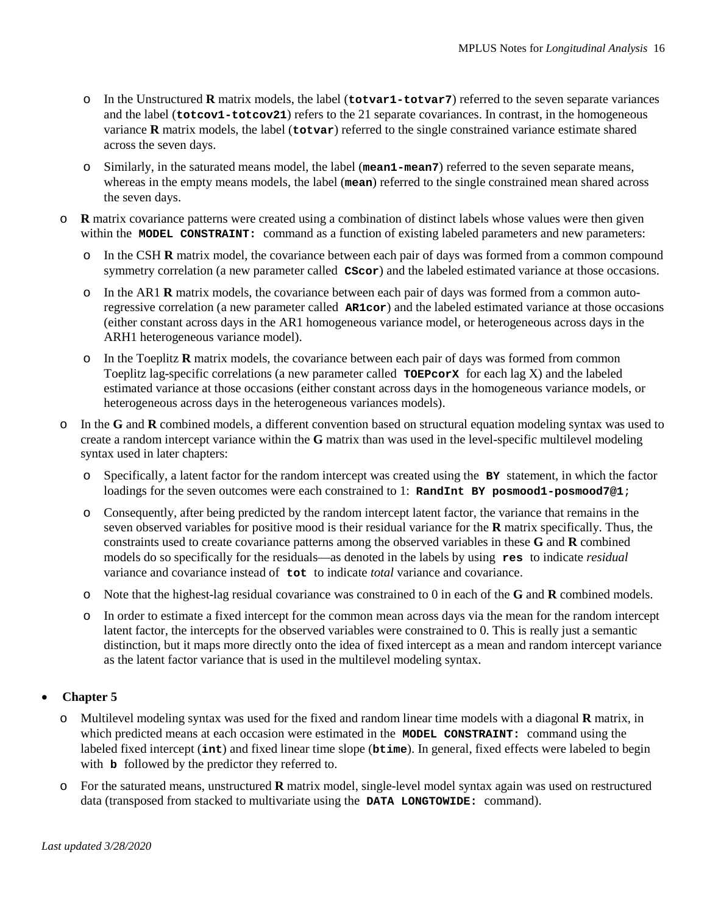- In the Unstructured **R** matrix models, the label (`totvar1-totvar7`) referred to the seven separate variances and the label (`totcov1-totcov21`) refers to the 21 separate covariances. In contrast, in the homogeneous variance **R** matrix models, the label (`totvar`) referred to the single constrained variance estimate shared across the seven days.
- Similarly, in the saturated means model, the label (`mean1-mean7`) referred to the seven separate means, whereas in the empty means models, the label (`mean`) referred to the single constrained mean shared across the seven days.

- **R** matrix covariance patterns were created using a combination of distinct labels whose values were then given within the `MODEL CONSTRAINT:` command as a function of existing labeled parameters and new parameters:
  - In the CSH **R** matrix model, the covariance between each pair of days was formed from a common compound symmetry correlation (a new parameter called `CScor`) and the labeled estimated variance at those occasions.
  - In the AR1 **R** matrix models, the covariance between each pair of days was formed from a common auto-regressive correlation (a new parameter called `AR1cor`) and the labeled estimated variance at those occasions (either constant across days in the AR1 homogeneous variance model, or heterogeneous across days in the ARH1 heterogeneous variance model).
  - In the Toeplitz **R** matrix models, the covariance between each pair of days was formed from common Toeplitz lag-specific correlations (a new parameter called `TOEPcorX` for each lag X) and the labeled estimated variance at those occasions (either constant across days in the homogeneous variance models, or heterogeneous across days in the heterogeneous variances models).
- In the **G** and **R** combined models, a different convention based on structural equation modeling syntax was used to create a random intercept variance within the **G** matrix than was used in the level-specific multilevel modeling syntax used in later chapters:
  - Specifically, a latent factor for the random intercept was created using the `BY` statement, in which the factor loadings for the seven outcomes were each constrained to 1: `RandInt BY posmood1-posmood7@1;`
  - Consequently, after being predicted by the random intercept latent factor, the variance that remains in the seven observed variables for positive mood is their residual variance for the **R** matrix specifically. Thus, the constraints used to create covariance patterns among the observed variables in these **G** and **R** combined models do so specifically for the residuals—as denoted in the labels by using `res` to indicate *residual* variance and covariance instead of `tot` to indicate *total* variance and covariance.
  - Note that the highest-lag residual covariance was constrained to 0 in each of the **G** and **R** combined models.
  - In order to estimate a fixed intercept for the common mean across days via the mean for the random intercept latent factor, the intercepts for the observed variables were constrained to 0. This is really just a semantic distinction, but it maps more directly onto the idea of fixed intercept as a mean and random intercept variance as the latent factor variance that is used in the multilevel modeling syntax.

- **Chapter 5**
  - Multilevel modeling syntax was used for the fixed and random linear time models with a diagonal **R** matrix, in which predicted means at each occasion were estimated in the `MODEL CONSTRAINT:` command using the labeled fixed intercept (`int`) and fixed linear time slope (`btime`). In general, fixed effects were labeled to begin with `b` followed by the predictor they referred to.
  - For the saturated means, unstructured **R** matrix model, single-level model syntax again was used on restructured data (transposed from stacked to multivariate using the `DATA LONGTOWIDE:` command).

*Last updated 3/28/2020*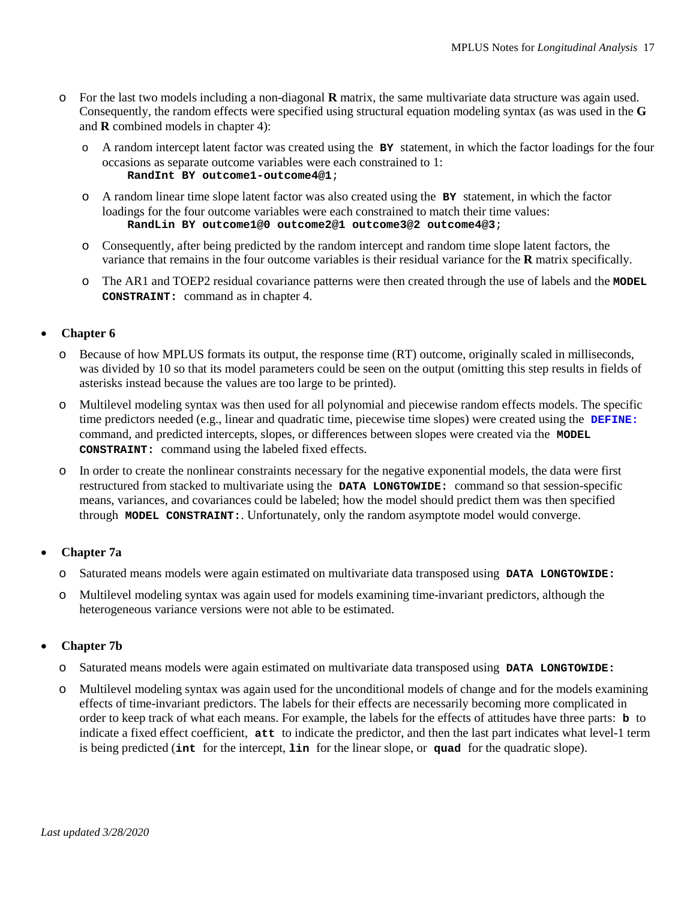- For the last two models including a non-diagonal **R** matrix, the same multivariate data structure was again used. Consequently, the random effects were specified using structural equation modeling syntax (as was used in the **G** and **R** combined models in chapter 4):
  - A random intercept latent factor was created using the **`BY`** statement, in which the factor loadings for the four occasions as separate outcome variables were each constrained to 1:

    ```
    RandInt BY outcome1-outcome4@1;
    ```

  - A random linear time slope latent factor was also created using the **`BY`** statement, in which the factor loadings for the four outcome variables were each constrained to match their time values:

    ```
    RandLin BY outcome1@0 outcome2@1 outcome3@2 outcome4@3;
    ```

  - Consequently, after being predicted by the random intercept and random time slope latent factors, the variance that remains in the four outcome variables is their residual variance for the **R** matrix specifically.
  - The AR1 and TOEP2 residual covariance patterns were then created through the use of labels and the **`MODEL CONSTRAINT:`** command as in chapter 4.

- **Chapter 6**
  - Because of how MPLUS formats its output, the response time (RT) outcome, originally scaled in milliseconds, was divided by 10 so that its model parameters could be seen on the output (omitting this step results in fields of asterisks instead because the values are too large to be printed).
  - Multilevel modeling syntax was then used for all polynomial and piecewise random effects models. The specific time predictors needed (e.g., linear and quadratic time, piecewise time slopes) were created using the **`DEFINE:`** command, and predicted intercepts, slopes, or differences between slopes were created via the **`MODEL CONSTRAINT:`** command using the labeled fixed effects.
  - In order to create the nonlinear constraints necessary for the negative exponential models, the data were first restructured from stacked to multivariate using the **`DATA LONGTOWIDE:`** command so that session-specific means, variances, and covariances could be labeled; how the model should predict them was then specified through **`MODEL CONSTRAINT:`**. Unfortunately, only the random asymptote model would converge.

- **Chapter 7a**
  - Saturated means models were again estimated on multivariate data transposed using **`DATA LONGTOWIDE:`**
  - Multilevel modeling syntax was again used for models examining time-invariant predictors, although the heterogeneous variance versions were not able to be estimated.

- **Chapter 7b**
  - Saturated means models were again estimated on multivariate data transposed using **`DATA LONGTOWIDE:`**
  - Multilevel modeling syntax was again used for the unconditional models of change and for the models examining effects of time-invariant predictors. The labels for their effects are necessarily becoming more complicated in order to keep track of what each means. For example, the labels for the effects of attitudes have three parts: **`b`** to indicate a fixed effect coefficient, **`att`** to indicate the predictor, and then the last part indicates what level-1 term is being predicted (**`int`** for the intercept, **`lin`** for the linear slope, or **`quad`** for the quadratic slope).

*Last updated 3/28/2020*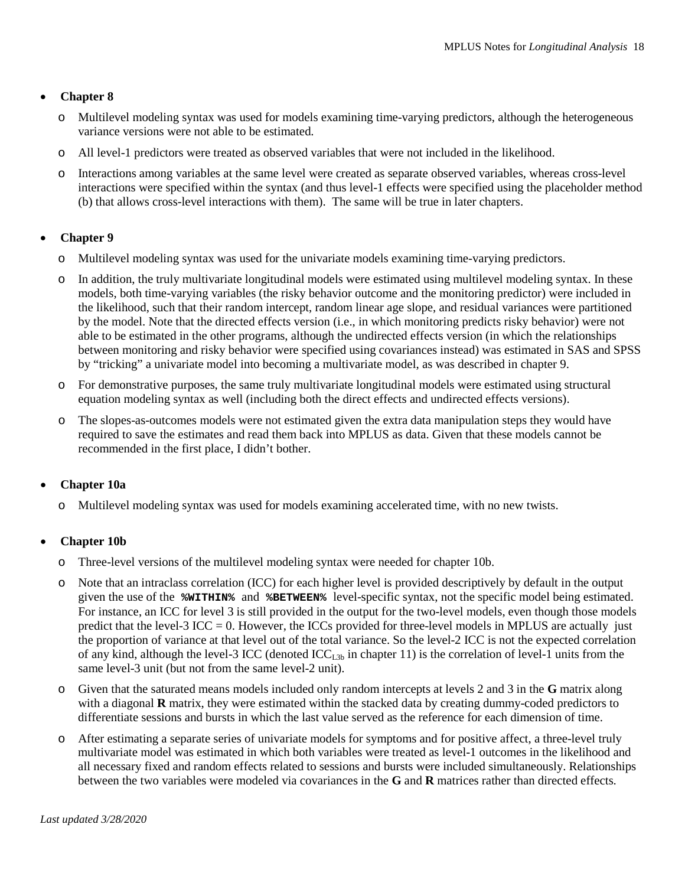- **Chapter 8**
  - Multilevel modeling syntax was used for models examining time-varying predictors, although the heterogeneous variance versions were not able to be estimated.
  - All level-1 predictors were treated as observed variables that were not included in the likelihood.
  - Interactions among variables at the same level were created as separate observed variables, whereas cross-level interactions were specified within the syntax (and thus level-1 effects were specified using the placeholder method (b) that allows cross-level interactions with them). The same will be true in later chapters.

- **Chapter 9**
  - Multilevel modeling syntax was used for the univariate models examining time-varying predictors.
  - In addition, the truly multivariate longitudinal models were estimated using multilevel modeling syntax. In these models, both time-varying variables (the risky behavior outcome and the monitoring predictor) were included in the likelihood, such that their random intercept, random linear age slope, and residual variances were partitioned by the model. Note that the directed effects version (i.e., in which monitoring predicts risky behavior) were not able to be estimated in the other programs, although the undirected effects version (in which the relationships between monitoring and risky behavior were specified using covariances instead) was estimated in SAS and SPSS by "tricking" a univariate model into becoming a multivariate model, as was described in chapter 9.
  - For demonstrative purposes, the same truly multivariate longitudinal models were estimated using structural equation modeling syntax as well (including both the direct effects and undirected effects versions).
  - The slopes-as-outcomes models were not estimated given the extra data manipulation steps they would have required to save the estimates and read them back into MPLUS as data. Given that these models cannot be recommended in the first place, I didn't bother.

- **Chapter 10a**
  - Multilevel modeling syntax was used for models examining accelerated time, with no new twists.

- **Chapter 10b**
  - Three-level versions of the multilevel modeling syntax were needed for chapter 10b.
  - Note that an intraclass correlation (ICC) for each higher level is provided descriptively by default in the output given the use of the **`%WITHIN%`** and **`%BETWEEN%`** level-specific syntax, not the specific model being estimated. For instance, an ICC for level 3 is still provided in the output for the two-level models, even though those models predict that the level-3 ICC = 0. However, the ICCs provided for three-level models in MPLUS are actually just the proportion of variance at that level out of the total variance. So the level-2 ICC is not the expected correlation of any kind, although the level-3 ICC (denoted $ICC_{L3b}$ in chapter 11) is the correlation of level-1 units from the same level-3 unit (but not from the same level-2 unit).
  - Given that the saturated means models included only random intercepts at levels 2 and 3 in the **G** matrix along with a diagonal **R** matrix, they were estimated within the stacked data by creating dummy-coded predictors to differentiate sessions and bursts in which the last value served as the reference for each dimension of time.
  - After estimating a separate series of univariate models for symptoms and for positive affect, a three-level truly multivariate model was estimated in which both variables were treated as level-1 outcomes in the likelihood and all necessary fixed and random effects related to sessions and bursts were included simultaneously. Relationships between the two variables were modeled via covariances in the **G** and **R** matrices rather than directed effects.

*Last updated 3/28/2020*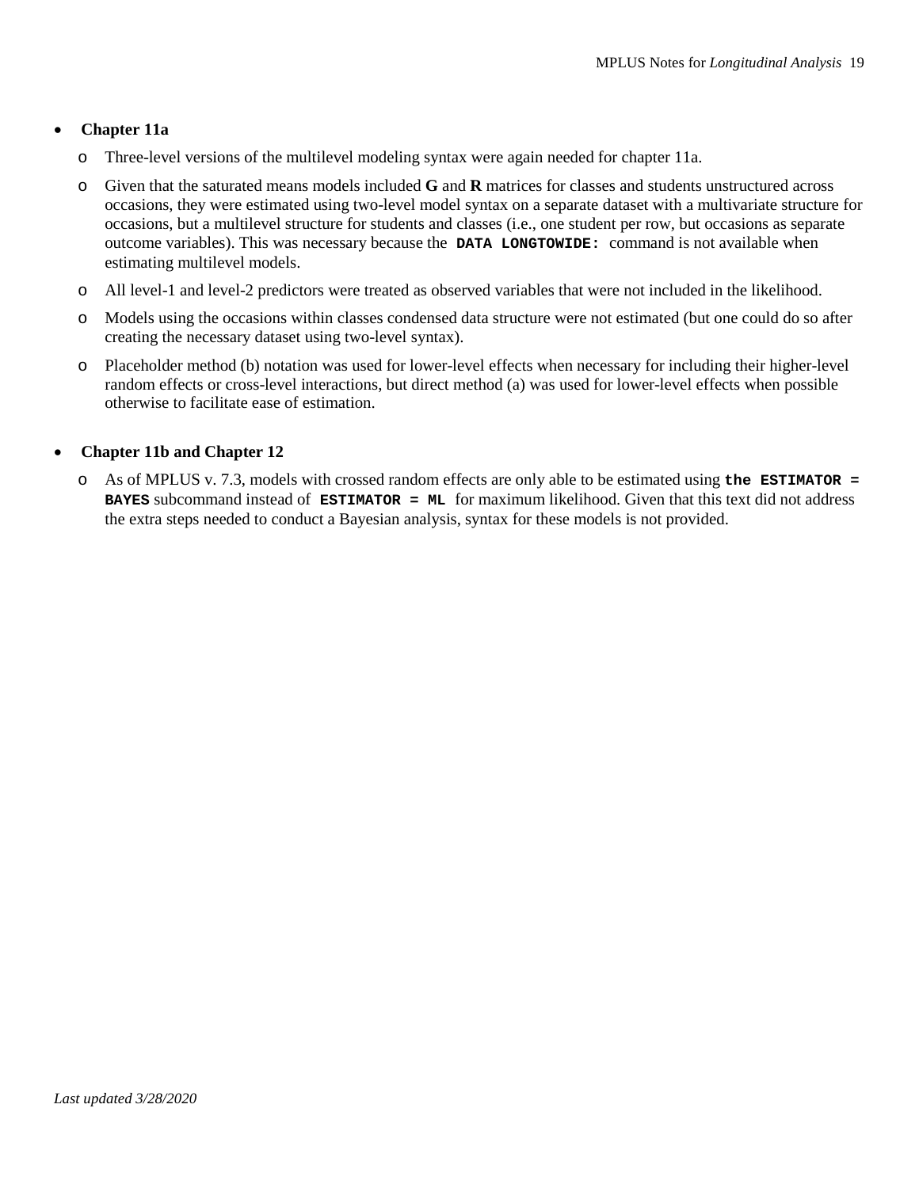- **Chapter 11a**
  - Three-level versions of the multilevel modeling syntax were again needed for chapter 11a.
  - Given that the saturated means models included **G** and **R** matrices for classes and students unstructured across occasions, they were estimated using two-level model syntax on a separate dataset with a multivariate structure for occasions, but a multilevel structure for students and classes (i.e., one student per row, but occasions as separate outcome variables). This was necessary because the `DATA LONGTOWIDE:` command is not available when estimating multilevel models.
  - All level-1 and level-2 predictors were treated as observed variables that were not included in the likelihood.
  - Models using the occasions within classes condensed data structure were not estimated (but one could do so after creating the necessary dataset using two-level syntax).
  - Placeholder method (b) notation was used for lower-level effects when necessary for including their higher-level random effects or cross-level interactions, but direct method (a) was used for lower-level effects when possible otherwise to facilitate ease of estimation.

- **Chapter 11b and Chapter 12**
  - As of MPLUS v. 7.3, models with crossed random effects are only able to be estimated using `the ESTIMATOR = BAYES` subcommand instead of `ESTIMATOR = ML` for maximum likelihood. Given that this text did not address the extra steps needed to conduct a Bayesian analysis, syntax for these models is not provided.

*Last updated 3/28/2020*